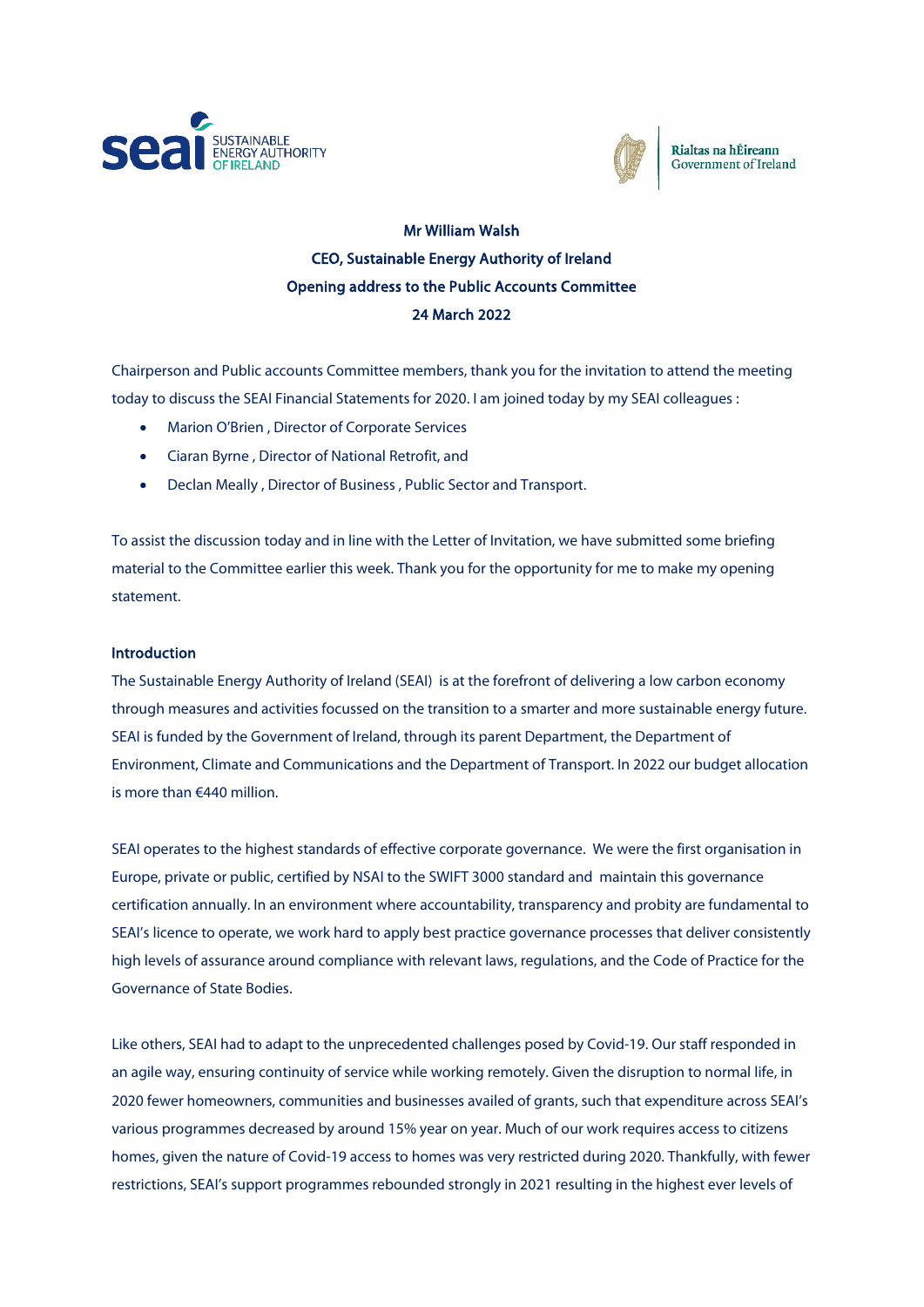**Mr William Walsh**

**CEO, Sustainable Energy Authority of Ireland**

**Opening address to the Public Accounts Committee**

**24 March 2022**

Chairperson and Public accounts Committee members, thank you for the invitation to attend the meeting today to discuss the SEAI Financial Statements for 2020. I am joined today by my SEAI colleagues :

- Marion O'Brien , Director of Corporate Services
- Ciaran Byrne , Director of National Retrofit, and
- Declan Meally , Director of Business , Public Sector and Transport.

To assist the discussion today and in line with the Letter of Invitation, we have submitted some briefing material to the Committee earlier this week. Thank you for the opportunity for me to make my opening statement.

## Introduction

The Sustainable Energy Authority of Ireland (SEAI) is at the forefront of delivering a low carbon economy through measures and activities focussed on the transition to a smarter and more sustainable energy future. SEAI is funded by the Government of Ireland, through its parent Department, the Department of Environment, Climate and Communications and the Department of Transport. In 2022 our budget allocation is more than €440 million.

SEAI operates to the highest standards of effective corporate governance. We were the first organisation in Europe, private or public, certified by NSAI to the SWIFT 3000 standard and maintain this governance certification annually. In an environment where accountability, transparency and probity are fundamental to SEAI's licence to operate, we work hard to apply best practice governance processes that deliver consistently high levels of assurance around compliance with relevant laws, regulations, and the Code of Practice for the Governance of State Bodies.

Like others, SEAI had to adapt to the unprecedented challenges posed by Covid-19. Our staff responded in an agile way, ensuring continuity of service while working remotely. Given the disruption to normal life, in 2020 fewer homeowners, communities and businesses availed of grants, such that expenditure across SEAI's various programmes decreased by around 15% year on year. Much of our work requires access to citizens homes, given the nature of Covid-19 access to homes was very restricted during 2020. Thankfully, with fewer restrictions, SEAI's support programmes rebounded strongly in 2021 resulting in the highest ever levels of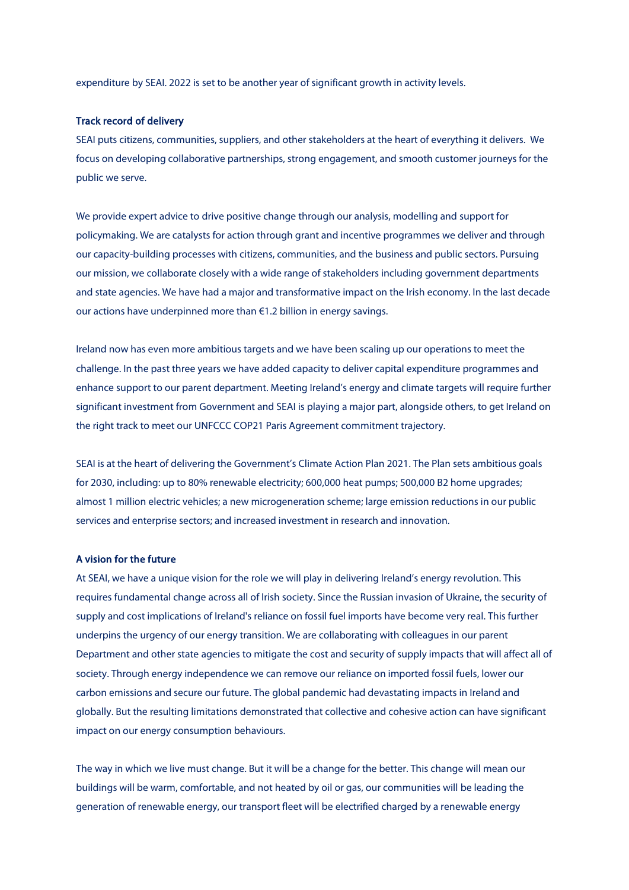expenditure by SEAI. 2022 is set to be another year of significant growth in activity levels.

### Track record of delivery

SEAI puts citizens, communities, suppliers, and other stakeholders at the heart of everything it delivers. We focus on developing collaborative partnerships, strong engagement, and smooth customer journeys for the public we serve.

We provide expert advice to drive positive change through our analysis, modelling and support for policymaking. We are catalysts for action through grant and incentive programmes we deliver and through our capacity-building processes with citizens, communities, and the business and public sectors. Pursuing our mission, we collaborate closely with a wide range of stakeholders including government departments and state agencies. We have had a major and transformative impact on the Irish economy. In the last decade our actions have underpinned more than €1.2 billion in energy savings.

Ireland now has even more ambitious targets and we have been scaling up our operations to meet the challenge. In the past three years we have added capacity to deliver capital expenditure programmes and enhance support to our parent department. Meeting Ireland's energy and climate targets will require further significant investment from Government and SEAI is playing a major part, alongside others, to get Ireland on the right track to meet our UNFCCC COP21 Paris Agreement commitment trajectory.

SEAI is at the heart of delivering the Government's Climate Action Plan 2021. The Plan sets ambitious goals for 2030, including: up to 80% renewable electricity; 600,000 heat pumps; 500,000 B2 home upgrades; almost 1 million electric vehicles; a new microgeneration scheme; large emission reductions in our public services and enterprise sectors; and increased investment in research and innovation.

### A vision for the future

At SEAI, we have a unique vision for the role we will play in delivering Ireland's energy revolution. This requires fundamental change across all of Irish society. Since the Russian invasion of Ukraine, the security of supply and cost implications of Ireland's reliance on fossil fuel imports have become very real. This further underpins the urgency of our energy transition. We are collaborating with colleagues in our parent Department and other state agencies to mitigate the cost and security of supply impacts that will affect all of society. Through energy independence we can remove our reliance on imported fossil fuels, lower our carbon emissions and secure our future. The global pandemic had devastating impacts in Ireland and globally. But the resulting limitations demonstrated that collective and cohesive action can have significant impact on our energy consumption behaviours.

The way in which we live must change. But it will be a change for the better. This change will mean our buildings will be warm, comfortable, and not heated by oil or gas, our communities will be leading the generation of renewable energy, our transport fleet will be electrified charged by a renewable energy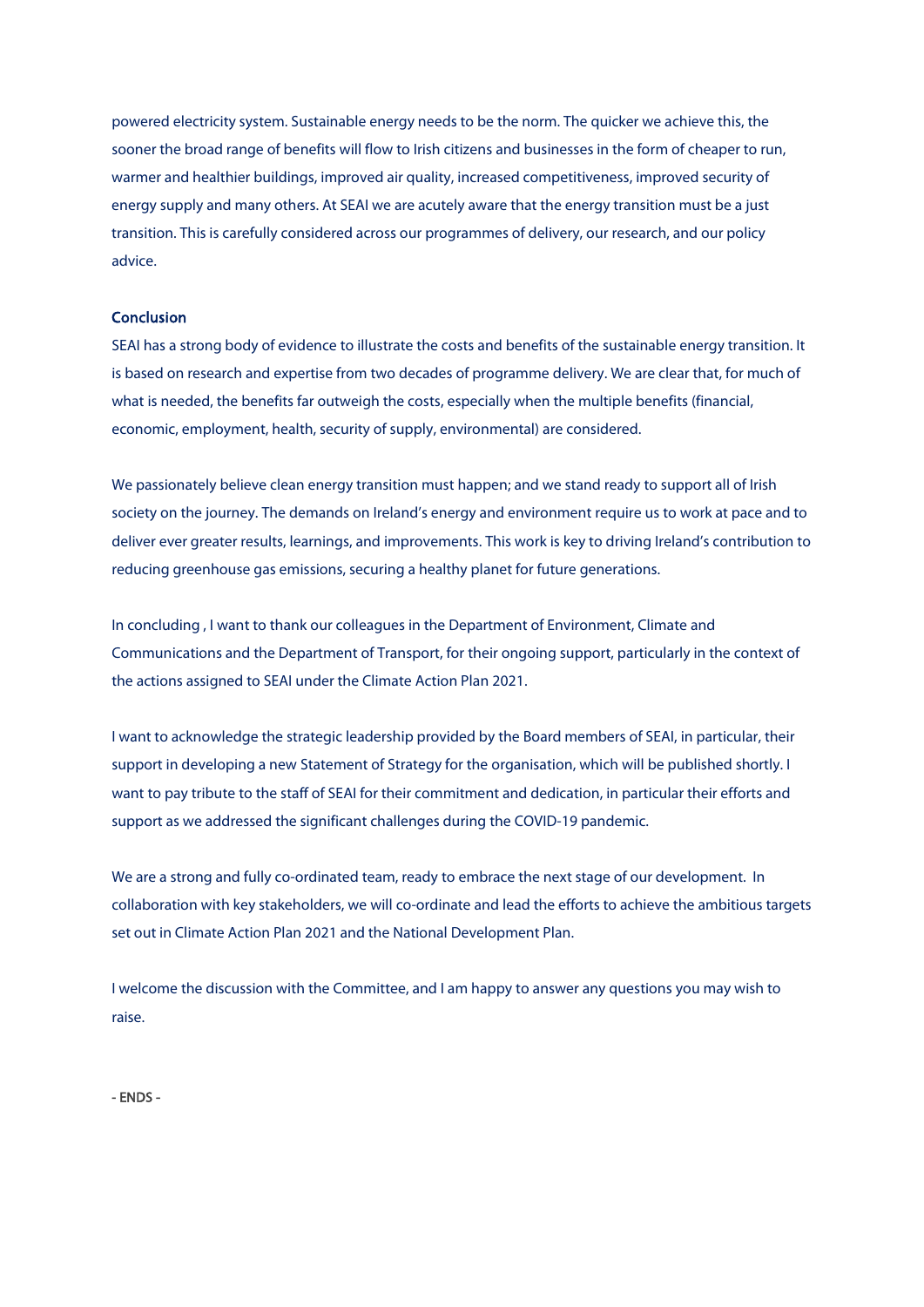powered electricity system. Sustainable energy needs to be the norm. The quicker we achieve this, the sooner the broad range of benefits will flow to Irish citizens and businesses in the form of cheaper to run, warmer and healthier buildings, improved air quality, increased competitiveness, improved security of energy supply and many others. At SEAI we are acutely aware that the energy transition must be a just transition. This is carefully considered across our programmes of delivery, our research, and our policy advice.

## Conclusion

SEAI has a strong body of evidence to illustrate the costs and benefits of the sustainable energy transition. It is based on research and expertise from two decades of programme delivery. We are clear that, for much of what is needed, the benefits far outweigh the costs, especially when the multiple benefits (financial, economic, employment, health, security of supply, environmental) are considered.

We passionately believe clean energy transition must happen; and we stand ready to support all of Irish society on the journey. The demands on Ireland's energy and environment require us to work at pace and to deliver ever greater results, learnings, and improvements. This work is key to driving Ireland's contribution to reducing greenhouse gas emissions, securing a healthy planet for future generations.

In concluding , I want to thank our colleagues in the Department of Environment, Climate and Communications and the Department of Transport, for their ongoing support, particularly in the context of the actions assigned to SEAI under the Climate Action Plan 2021.

I want to acknowledge the strategic leadership provided by the Board members of SEAI, in particular, their support in developing a new Statement of Strategy for the organisation, which will be published shortly. I want to pay tribute to the staff of SEAI for their commitment and dedication, in particular their efforts and support as we addressed the significant challenges during the COVID-19 pandemic.

We are a strong and fully co-ordinated team, ready to embrace the next stage of our development. In collaboration with key stakeholders, we will co-ordinate and lead the efforts to achieve the ambitious targets set out in Climate Action Plan 2021 and the National Development Plan.

I welcome the discussion with the Committee, and I am happy to answer any questions you may wish to raise.

**- ENDS -**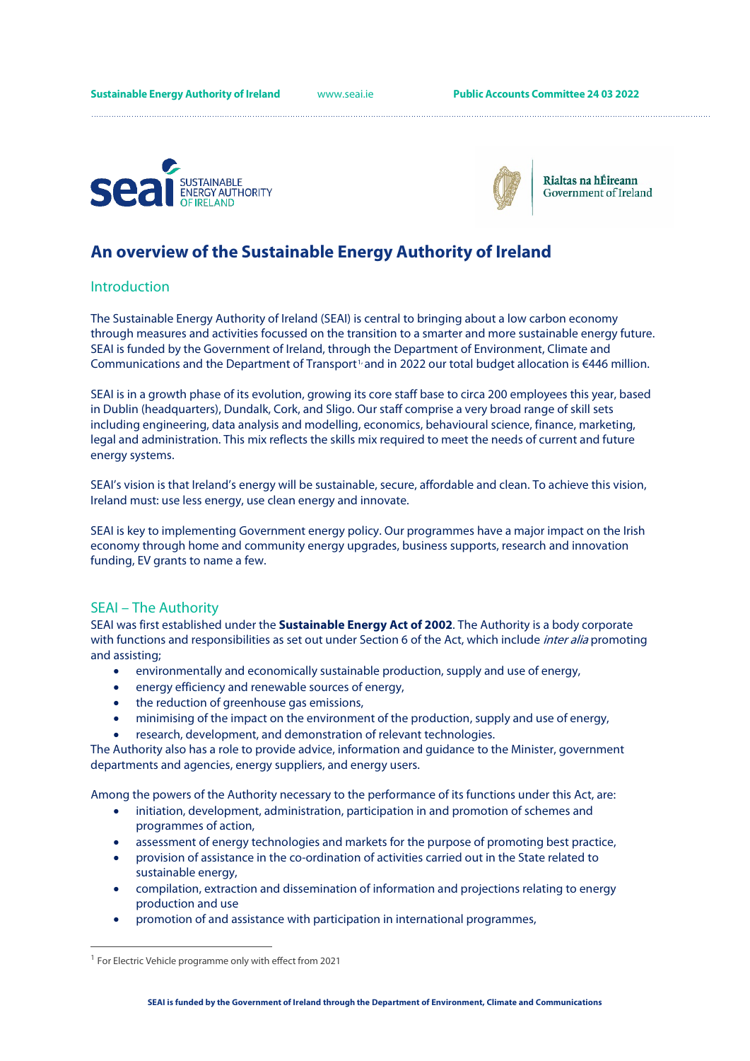# An overview of the Sustainable Energy Authority of Ireland

## Introduction

The Sustainable Energy Authority of Ireland (SEAI) is central to bringing about a low carbon economy through measures and activities focussed on the transition to a smarter and more sustainable energy future. SEAI is funded by the Government of Ireland, through the Department of Environment, Climate and Communications and the Department of Transport[1], and in 2022 our total budget allocation is €446 million.

SEAI is in a growth phase of its evolution, growing its core staff base to circa 200 employees this year, based in Dublin (headquarters), Dundalk, Cork, and Sligo. Our staff comprise a very broad range of skill sets including engineering, data analysis and modelling, economics, behavioural science, finance, marketing, legal and administration. This mix reflects the skills mix required to meet the needs of current and future energy systems.

SEAI's vision is that Ireland's energy will be sustainable, secure, affordable and clean. To achieve this vision, Ireland must: use less energy, use clean energy and innovate.

SEAI is key to implementing Government energy policy. Our programmes have a major impact on the Irish economy through home and community energy upgrades, business supports, research and innovation funding, EV grants to name a few.

## SEAI – The Authority

SEAI was first established under the **Sustainable Energy Act of 2002**. The Authority is a body corporate with functions and responsibilities as set out under Section 6 of the Act, which include *inter alia* promoting and assisting;

- environmentally and economically sustainable production, supply and use of energy,
- energy efficiency and renewable sources of energy,
- the reduction of greenhouse gas emissions,
- minimising of the impact on the environment of the production, supply and use of energy,
- research, development, and demonstration of relevant technologies.

The Authority also has a role to provide advice, information and guidance to the Minister, government departments and agencies, energy suppliers, and energy users.

Among the powers of the Authority necessary to the performance of its functions under this Act, are:

- initiation, development, administration, participation in and promotion of schemes and programmes of action,
- assessment of energy technologies and markets for the purpose of promoting best practice,
- provision of assistance in the co-ordination of activities carried out in the State related to sustainable energy,
- compilation, extraction and dissemination of information and projections relating to energy production and use
- promotion of and assistance with participation in international programmes,

[1] For Electric Vehicle programme only with effect from 2021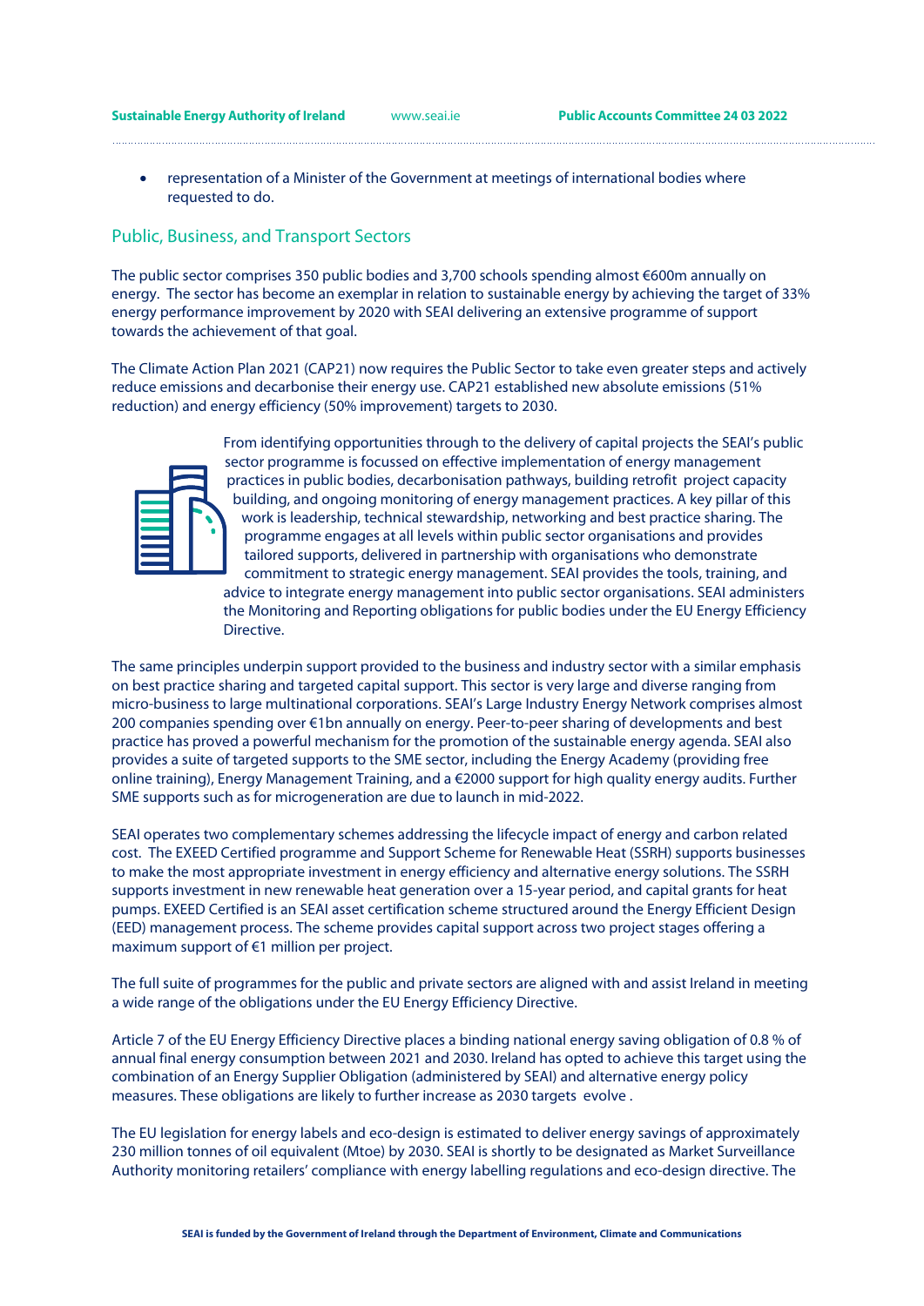- representation of a Minister of the Government at meetings of international bodies where requested to do.

## Public, Business, and Transport Sectors

The public sector comprises 350 public bodies and 3,700 schools spending almost €600m annually on energy. The sector has become an exemplar in relation to sustainable energy by achieving the target of 33% energy performance improvement by 2020 with SEAI delivering an extensive programme of support towards the achievement of that goal.

The Climate Action Plan 2021 (CAP21) now requires the Public Sector to take even greater steps and actively reduce emissions and decarbonise their energy use. CAP21 established new absolute emissions (51% reduction) and energy efficiency (50% improvement) targets to 2030.

From identifying opportunities through to the delivery of capital projects the SEAI's public sector programme is focussed on effective implementation of energy management practices in public bodies, decarbonisation pathways, building retrofit project capacity building, and ongoing monitoring of energy management practices. A key pillar of this work is leadership, technical stewardship, networking and best practice sharing. The programme engages at all levels within public sector organisations and provides tailored supports, delivered in partnership with organisations who demonstrate commitment to strategic energy management. SEAI provides the tools, training, and advice to integrate energy management into public sector organisations. SEAI administers the Monitoring and Reporting obligations for public bodies under the EU Energy Efficiency Directive.

The same principles underpin support provided to the business and industry sector with a similar emphasis on best practice sharing and targeted capital support. This sector is very large and diverse ranging from micro-business to large multinational corporations. SEAI's Large Industry Energy Network comprises almost 200 companies spending over €1bn annually on energy. Peer-to-peer sharing of developments and best practice has proved a powerful mechanism for the promotion of the sustainable energy agenda. SEAI also provides a suite of targeted supports to the SME sector, including the Energy Academy (providing free online training), Energy Management Training, and a €2000 support for high quality energy audits. Further SME supports such as for microgeneration are due to launch in mid-2022.

SEAI operates two complementary schemes addressing the lifecycle impact of energy and carbon related cost. The EXEED Certified programme and Support Scheme for Renewable Heat (SSRH) supports businesses to make the most appropriate investment in energy efficiency and alternative energy solutions. The SSRH supports investment in new renewable heat generation over a 15-year period, and capital grants for heat pumps. EXEED Certified is an SEAI asset certification scheme structured around the Energy Efficient Design (EED) management process. The scheme provides capital support across two project stages offering a maximum support of €1 million per project.

The full suite of programmes for the public and private sectors are aligned with and assist Ireland in meeting a wide range of the obligations under the EU Energy Efficiency Directive.

Article 7 of the EU Energy Efficiency Directive places a binding national energy saving obligation of 0.8 % of annual final energy consumption between 2021 and 2030. Ireland has opted to achieve this target using the combination of an Energy Supplier Obligation (administered by SEAI) and alternative energy policy measures. These obligations are likely to further increase as 2030 targets evolve .

The EU legislation for energy labels and eco-design is estimated to deliver energy savings of approximately 230 million tonnes of oil equivalent (Mtoe) by 2030. SEAI is shortly to be designated as Market Surveillance Authority monitoring retailers' compliance with energy labelling regulations and eco-design directive. The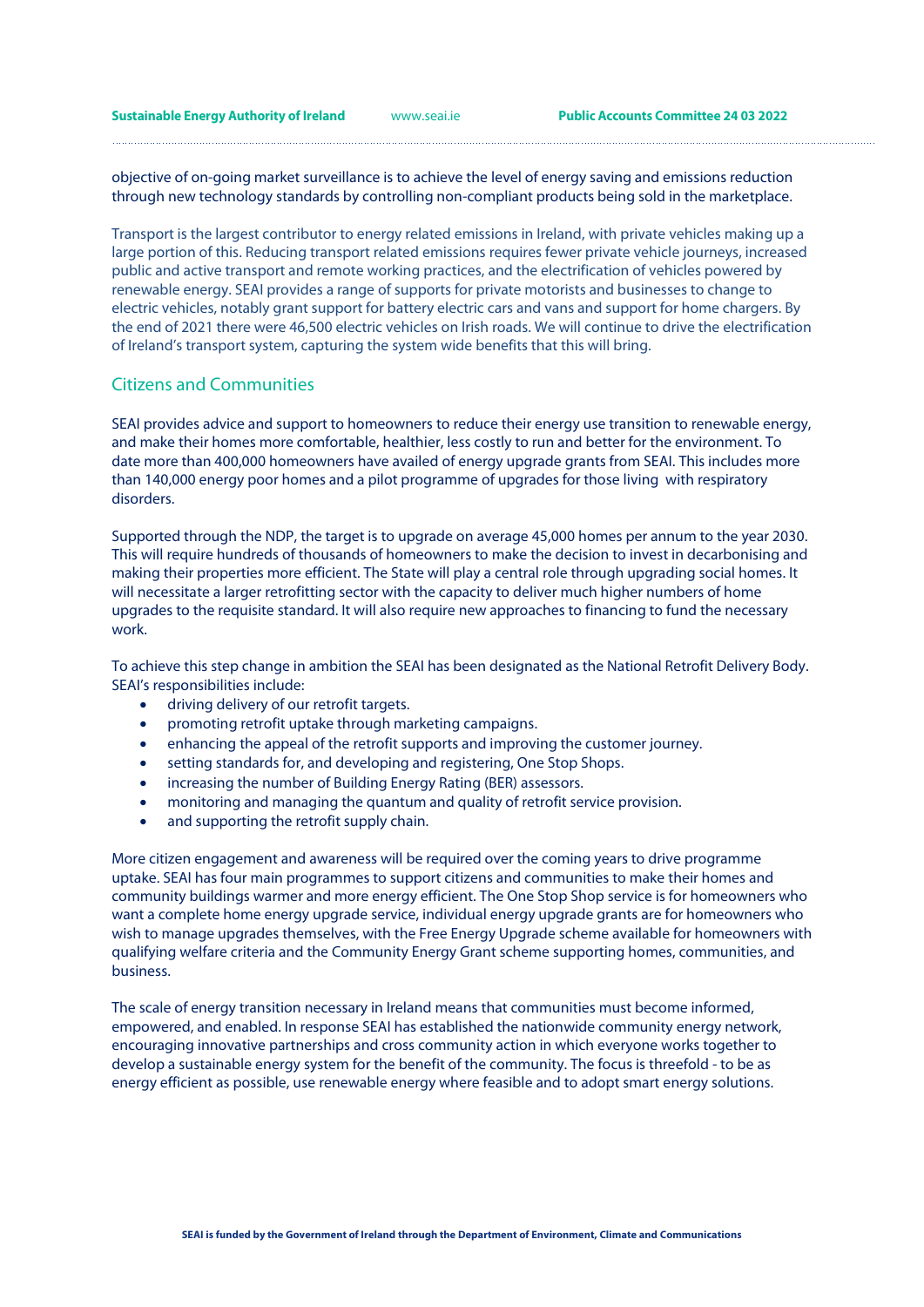objective of on-going market surveillance is to achieve the level of energy saving and emissions reduction through new technology standards by controlling non-compliant products being sold in the marketplace.

Transport is the largest contributor to energy related emissions in Ireland, with private vehicles making up a large portion of this. Reducing transport related emissions requires fewer private vehicle journeys, increased public and active transport and remote working practices, and the electrification of vehicles powered by renewable energy. SEAI provides a range of supports for private motorists and businesses to change to electric vehicles, notably grant support for battery electric cars and vans and support for home chargers. By the end of 2021 there were 46,500 electric vehicles on Irish roads. We will continue to drive the electrification of Ireland's transport system, capturing the system wide benefits that this will bring.

## Citizens and Communities

SEAI provides advice and support to homeowners to reduce their energy use transition to renewable energy, and make their homes more comfortable, healthier, less costly to run and better for the environment. To date more than 400,000 homeowners have availed of energy upgrade grants from SEAI. This includes more than 140,000 energy poor homes and a pilot programme of upgrades for those living with respiratory disorders.

Supported through the NDP, the target is to upgrade on average 45,000 homes per annum to the year 2030. This will require hundreds of thousands of homeowners to make the decision to invest in decarbonising and making their properties more efficient. The State will play a central role through upgrading social homes. It will necessitate a larger retrofitting sector with the capacity to deliver much higher numbers of home upgrades to the requisite standard. It will also require new approaches to financing to fund the necessary work.

To achieve this step change in ambition the SEAI has been designated as the National Retrofit Delivery Body. SEAI's responsibilities include:

- driving delivery of our retrofit targets.
- promoting retrofit uptake through marketing campaigns.
- enhancing the appeal of the retrofit supports and improving the customer journey.
- setting standards for, and developing and registering, One Stop Shops.
- increasing the number of Building Energy Rating (BER) assessors.
- monitoring and managing the quantum and quality of retrofit service provision.
- and supporting the retrofit supply chain.

More citizen engagement and awareness will be required over the coming years to drive programme uptake. SEAI has four main programmes to support citizens and communities to make their homes and community buildings warmer and more energy efficient. The One Stop Shop service is for homeowners who want a complete home energy upgrade service, individual energy upgrade grants are for homeowners who wish to manage upgrades themselves, with the Free Energy Upgrade scheme available for homeowners with qualifying welfare criteria and the Community Energy Grant scheme supporting homes, communities, and business.

The scale of energy transition necessary in Ireland means that communities must become informed, empowered, and enabled. In response SEAI has established the nationwide community energy network, encouraging innovative partnerships and cross community action in which everyone works together to develop a sustainable energy system for the benefit of the community. The focus is threefold - to be as energy efficient as possible, use renewable energy where feasible and to adopt smart energy solutions.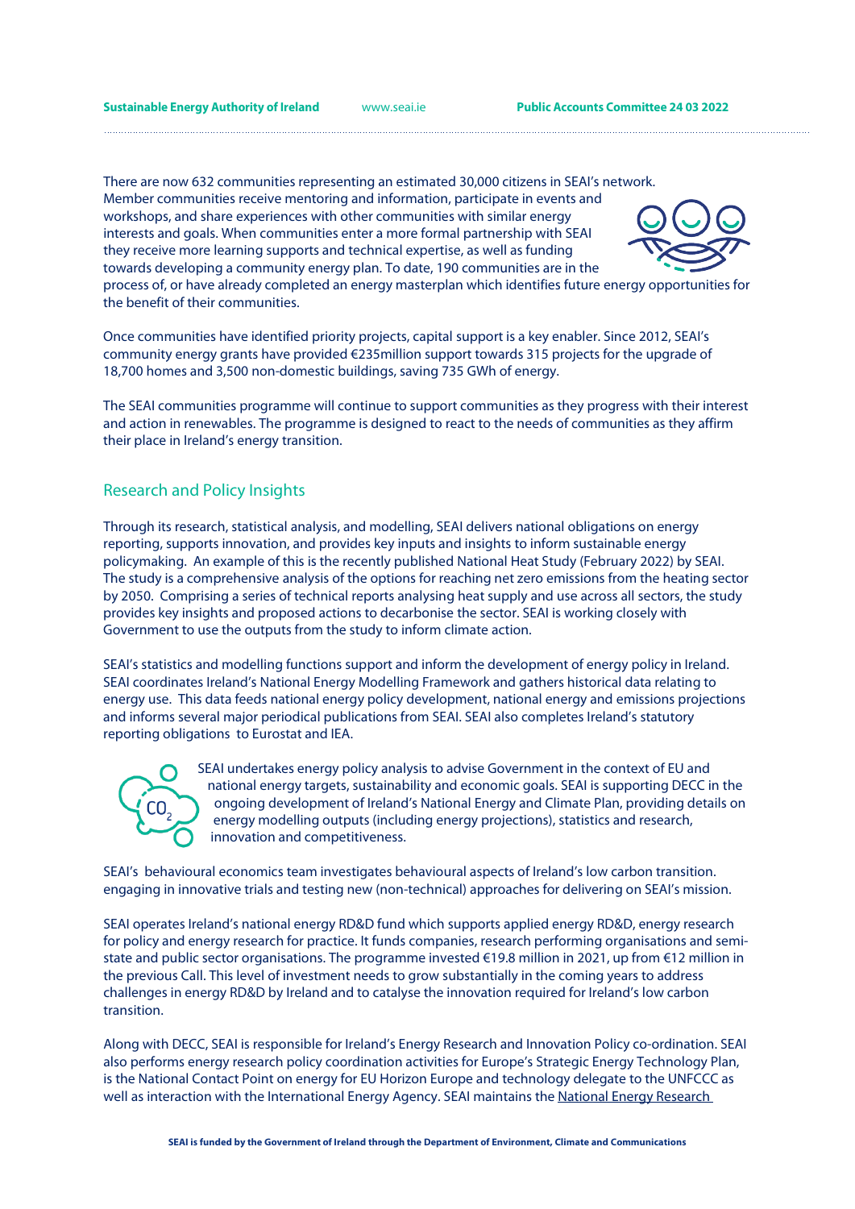There are now 632 communities representing an estimated 30,000 citizens in SEAI's network. Member communities receive mentoring and information, participate in events and workshops, and share experiences with other communities with similar energy interests and goals. When communities enter a more formal partnership with SEAI they receive more learning supports and technical expertise, as well as funding towards developing a community energy plan. To date, 190 communities are in the process of, or have already completed an energy masterplan which identifies future energy opportunities for the benefit of their communities.

Once communities have identified priority projects, capital support is a key enabler. Since 2012, SEAI's community energy grants have provided €235million support towards 315 projects for the upgrade of 18,700 homes and 3,500 non-domestic buildings, saving 735 GWh of energy.

The SEAI communities programme will continue to support communities as they progress with their interest and action in renewables. The programme is designed to react to the needs of communities as they affirm their place in Ireland's energy transition.

## Research and Policy Insights

Through its research, statistical analysis, and modelling, SEAI delivers national obligations on energy reporting, supports innovation, and provides key inputs and insights to inform sustainable energy policymaking. An example of this is the recently published National Heat Study (February 2022) by SEAI. The study is a comprehensive analysis of the options for reaching net zero emissions from the heating sector by 2050. Comprising a series of technical reports analysing heat supply and use across all sectors, the study provides key insights and proposed actions to decarbonise the sector. SEAI is working closely with Government to use the outputs from the study to inform climate action.

SEAI's statistics and modelling functions support and inform the development of energy policy in Ireland. SEAI coordinates Ireland's National Energy Modelling Framework and gathers historical data relating to energy use. This data feeds national energy policy development, national energy and emissions projections and informs several major periodical publications from SEAI. SEAI also completes Ireland's statutory reporting obligations to Eurostat and IEA.

SEAI undertakes energy policy analysis to advise Government in the context of EU and national energy targets, sustainability and economic goals. SEAI is supporting DECC in the ongoing development of Ireland's National Energy and Climate Plan, providing details on energy modelling outputs (including energy projections), statistics and research, innovation and competitiveness.

SEAI's behavioural economics team investigates behavioural aspects of Ireland's low carbon transition. engaging in innovative trials and testing new (non-technical) approaches for delivering on SEAI's mission.

SEAI operates Ireland's national energy RD&D fund which supports applied energy RD&D, energy research for policy and energy research for practice. It funds companies, research performing organisations and semi-state and public sector organisations. The programme invested €19.8 million in 2021, up from €12 million in the previous Call. This level of investment needs to grow substantially in the coming years to address challenges in energy RD&D by Ireland and to catalyse the innovation required for Ireland's low carbon transition.

Along with DECC, SEAI is responsible for Ireland's Energy Research and Innovation Policy co-ordination. SEAI also performs energy research policy coordination activities for Europe's Strategic Energy Technology Plan, is the National Contact Point on energy for EU Horizon Europe and technology delegate to the UNFCCC as well as interaction with the International Energy Agency. SEAI maintains the National Energy Research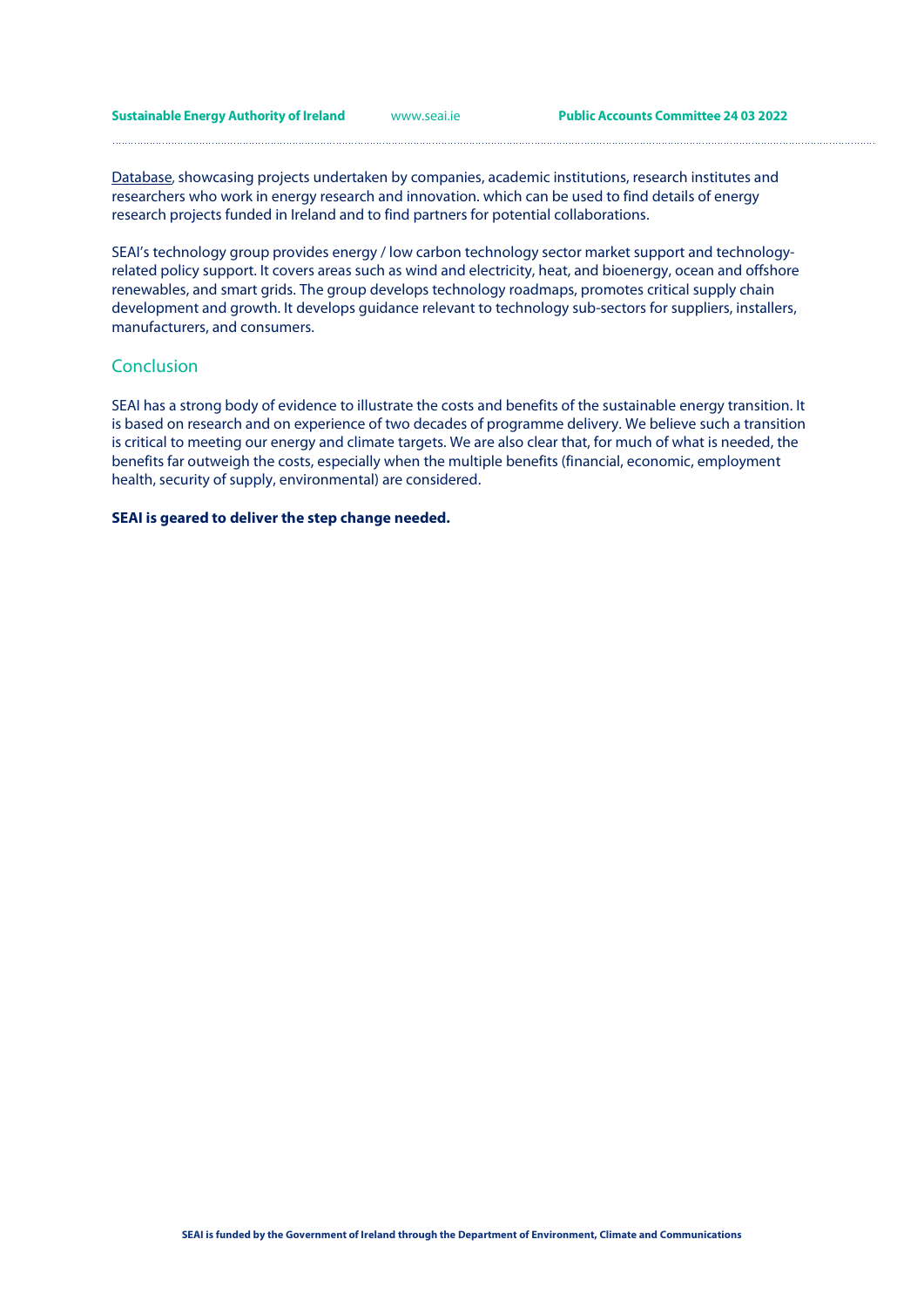Database, showcasing projects undertaken by companies, academic institutions, research institutes and researchers who work in energy research and innovation. which can be used to find details of energy research projects funded in Ireland and to find partners for potential collaborations.

SEAI's technology group provides energy / low carbon technology sector market support and technology-related policy support. It covers areas such as wind and electricity, heat, and bioenergy, ocean and offshore renewables, and smart grids. The group develops technology roadmaps, promotes critical supply chain development and growth. It develops guidance relevant to technology sub-sectors for suppliers, installers, manufacturers, and consumers.

## Conclusion

SEAI has a strong body of evidence to illustrate the costs and benefits of the sustainable energy transition. It is based on research and on experience of two decades of programme delivery. We believe such a transition is critical to meeting our energy and climate targets. We are also clear that, for much of what is needed, the benefits far outweigh the costs, especially when the multiple benefits (financial, economic, employment health, security of supply, environmental) are considered.

**SEAI is geared to deliver the step change needed.**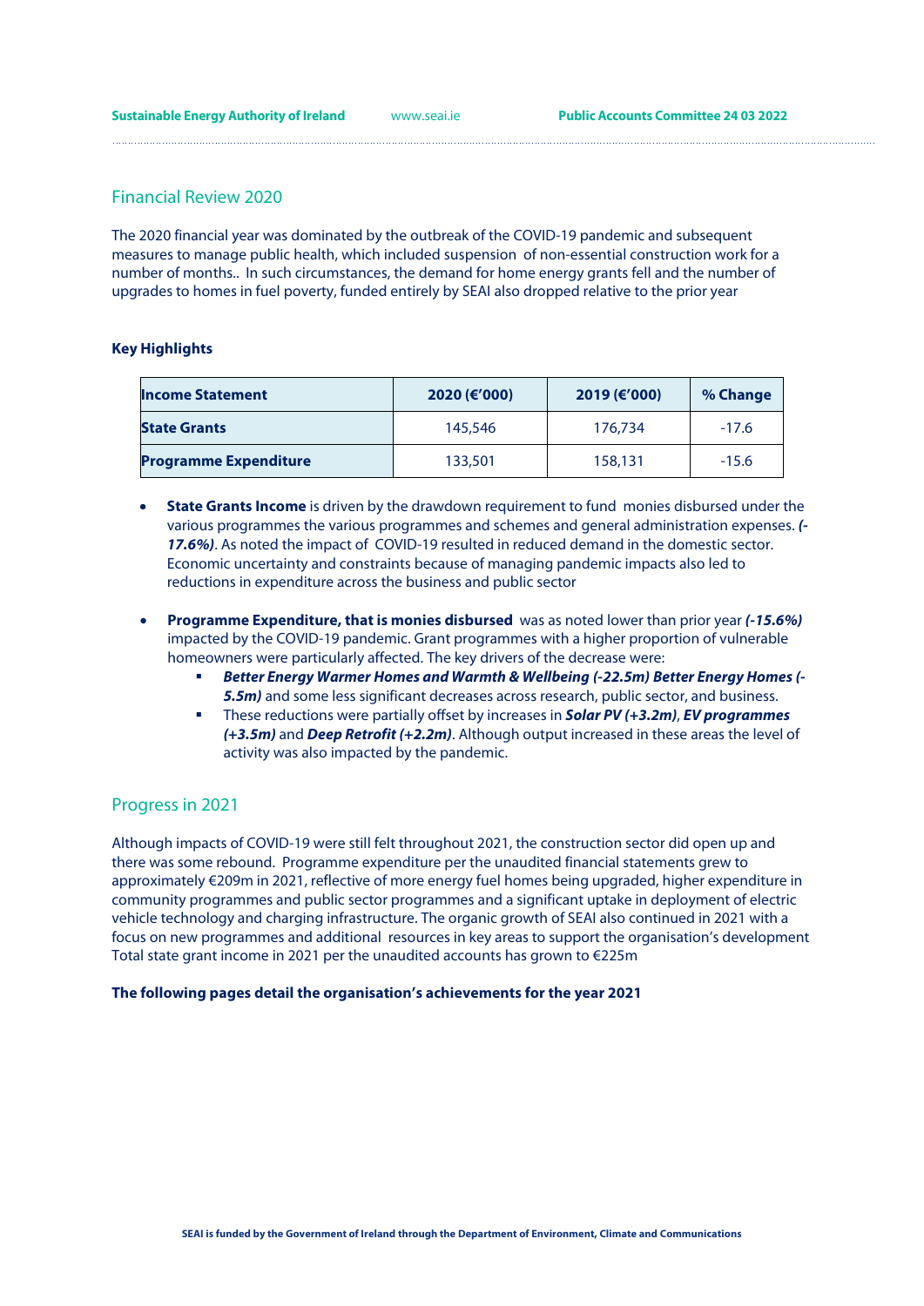## Financial Review 2020

The 2020 financial year was dominated by the outbreak of the COVID-19 pandemic and subsequent measures to manage public health, which included suspension of non-essential construction work for a number of months.. In such circumstances, the demand for home energy grants fell and the number of upgrades to homes in fuel poverty, funded entirely by SEAI also dropped relative to the prior year

**Key Highlights**

| Income Statement | 2020 (€'000) | 2019 (€'000) | % Change |
|---|---|---|---|
| **State Grants** | 145,546 | 176,734 | -17.6 |
| **Programme Expenditure** | 133,501 | 158,131 | -15.6 |

- **State Grants Income** is driven by the drawdown requirement to fund monies disbursed under the various programmes the various programmes and schemes and general administration expenses. ***(-17.6%)***. As noted the impact of COVID-19 resulted in reduced demand in the domestic sector. Economic uncertainty and constraints because of managing pandemic impacts also led to reductions in expenditure across the business and public sector

- **Programme Expenditure, that is monies disbursed** was as noted lower than prior year ***(-15.6%)*** impacted by the COVID-19 pandemic. Grant programmes with a higher proportion of vulnerable homeowners were particularly affected. The key drivers of the decrease were:
  - ***Better Energy Warmer Homes and Warmth & Wellbeing (-22.5m) Better Energy Homes (-5.5m)*** and some less significant decreases across research, public sector, and business.
  - These reductions were partially offset by increases in ***Solar PV (+3.2m)***, ***EV programmes (+3.5m)*** and ***Deep Retrofit (+2.2m)***. Although output increased in these areas the level of activity was also impacted by the pandemic.

## Progress in 2021

Although impacts of COVID-19 were still felt throughout 2021, the construction sector did open up and there was some rebound. Programme expenditure per the unaudited financial statements grew to approximately €209m in 2021, reflective of more energy fuel homes being upgraded, higher expenditure in community programmes and public sector programmes and a significant uptake in deployment of electric vehicle technology and charging infrastructure. The organic growth of SEAI also continued in 2021 with a focus on new programmes and additional resources in key areas to support the organisation's development Total state grant income in 2021 per the unaudited accounts has grown to €225m

**The following pages detail the organisation's achievements for the year 2021**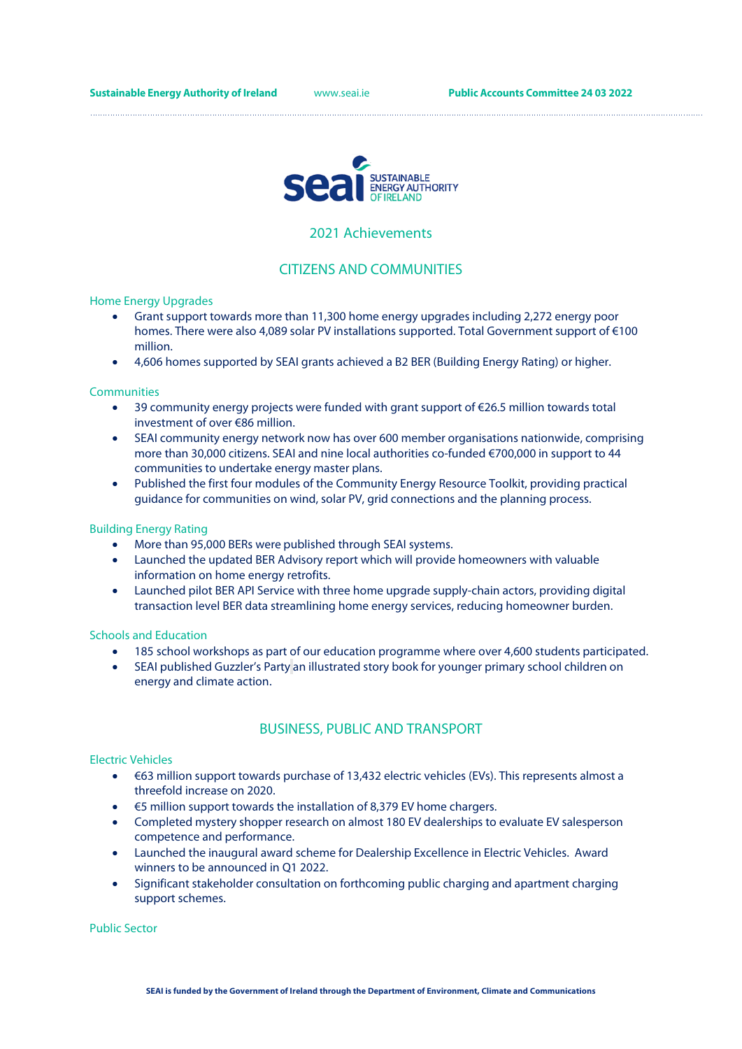# 2021 Achievements

## CITIZENS AND COMMUNITIES

### Home Energy Upgrades

- Grant support towards more than 11,300 home energy upgrades including 2,272 energy poor homes. There were also 4,089 solar PV installations supported. Total Government support of €100 million.
- 4,606 homes supported by SEAI grants achieved a B2 BER (Building Energy Rating) or higher.

### Communities

- 39 community energy projects were funded with grant support of €26.5 million towards total investment of over €86 million.
- SEAI community energy network now has over 600 member organisations nationwide, comprising more than 30,000 citizens. SEAI and nine local authorities co-funded €700,000 in support to 44 communities to undertake energy master plans.
- Published the first four modules of the Community Energy Resource Toolkit, providing practical guidance for communities on wind, solar PV, grid connections and the planning process.

### Building Energy Rating

- More than 95,000 BERs were published through SEAI systems.
- Launched the updated BER Advisory report which will provide homeowners with valuable information on home energy retrofits.
- Launched pilot BER API Service with three home upgrade supply-chain actors, providing digital transaction level BER data streamlining home energy services, reducing homeowner burden.

### Schools and Education

- 185 school workshops as part of our education programme where over 4,600 students participated.
- SEAI published Guzzler's Party an illustrated story book for younger primary school children on energy and climate action.

## BUSINESS, PUBLIC AND TRANSPORT

### Electric Vehicles

- €63 million support towards purchase of 13,432 electric vehicles (EVs). This represents almost a threefold increase on 2020.
- €5 million support towards the installation of 8,379 EV home chargers.
- Completed mystery shopper research on almost 180 EV dealerships to evaluate EV salesperson competence and performance.
- Launched the inaugural award scheme for Dealership Excellence in Electric Vehicles. Award winners to be announced in Q1 2022.
- Significant stakeholder consultation on forthcoming public charging and apartment charging support schemes.

### Public Sector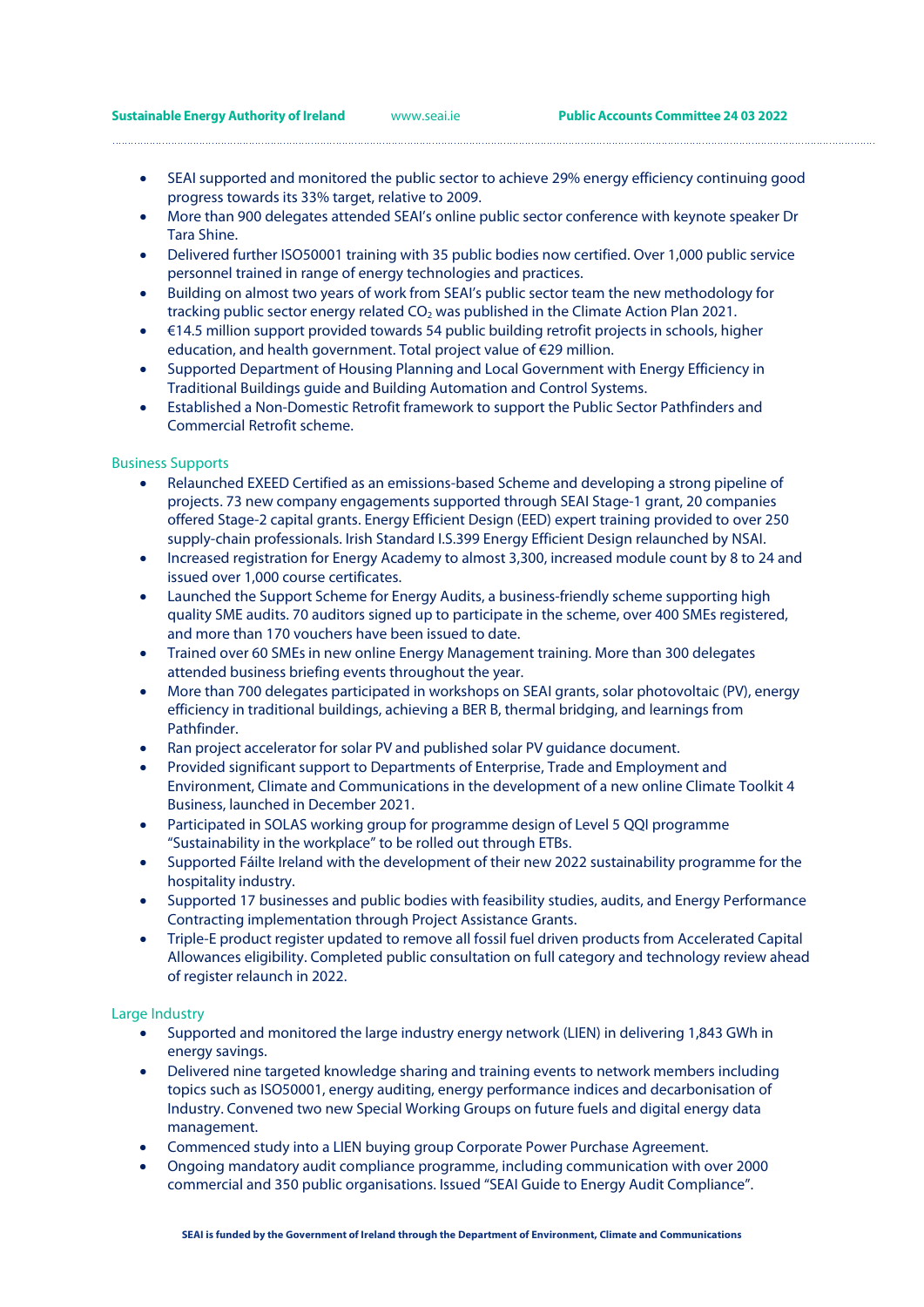- SEAI supported and monitored the public sector to achieve 29% energy efficiency continuing good progress towards its 33% target, relative to 2009.
- More than 900 delegates attended SEAI's online public sector conference with keynote speaker Dr Tara Shine.
- Delivered further ISO50001 training with 35 public bodies now certified. Over 1,000 public service personnel trained in range of energy technologies and practices.
- Building on almost two years of work from SEAI's public sector team the new methodology for tracking public sector energy related $CO_2$ was published in the Climate Action Plan 2021.
- €14.5 million support provided towards 54 public building retrofit projects in schools, higher education, and health government. Total project value of €29 million.
- Supported Department of Housing Planning and Local Government with Energy Efficiency in Traditional Buildings guide and Building Automation and Control Systems.
- Established a Non-Domestic Retrofit framework to support the Public Sector Pathfinders and Commercial Retrofit scheme.

## Business Supports

- Relaunched EXEED Certified as an emissions-based Scheme and developing a strong pipeline of projects. 73 new company engagements supported through SEAI Stage-1 grant, 20 companies offered Stage-2 capital grants. Energy Efficient Design (EED) expert training provided to over 250 supply-chain professionals. Irish Standard I.S.399 Energy Efficient Design relaunched by NSAI.
- Increased registration for Energy Academy to almost 3,300, increased module count by 8 to 24 and issued over 1,000 course certificates.
- Launched the Support Scheme for Energy Audits, a business-friendly scheme supporting high quality SME audits. 70 auditors signed up to participate in the scheme, over 400 SMEs registered, and more than 170 vouchers have been issued to date.
- Trained over 60 SMEs in new online Energy Management training. More than 300 delegates attended business briefing events throughout the year.
- More than 700 delegates participated in workshops on SEAI grants, solar photovoltaic (PV), energy efficiency in traditional buildings, achieving a BER B, thermal bridging, and learnings from Pathfinder.
- Ran project accelerator for solar PV and published solar PV guidance document.
- Provided significant support to Departments of Enterprise, Trade and Employment and Environment, Climate and Communications in the development of a new online Climate Toolkit 4 Business, launched in December 2021.
- Participated in SOLAS working group for programme design of Level 5 QQI programme "Sustainability in the workplace" to be rolled out through ETBs.
- Supported Fáilte Ireland with the development of their new 2022 sustainability programme for the hospitality industry.
- Supported 17 businesses and public bodies with feasibility studies, audits, and Energy Performance Contracting implementation through Project Assistance Grants.
- Triple-E product register updated to remove all fossil fuel driven products from Accelerated Capital Allowances eligibility. Completed public consultation on full category and technology review ahead of register relaunch in 2022.

## Large Industry

- Supported and monitored the large industry energy network (LIEN) in delivering 1,843 GWh in energy savings.
- Delivered nine targeted knowledge sharing and training events to network members including topics such as ISO50001, energy auditing, energy performance indices and decarbonisation of Industry. Convened two new Special Working Groups on future fuels and digital energy data management.
- Commenced study into a LIEN buying group Corporate Power Purchase Agreement.
- Ongoing mandatory audit compliance programme, including communication with over 2000 commercial and 350 public organisations. Issued "SEAI Guide to Energy Audit Compliance".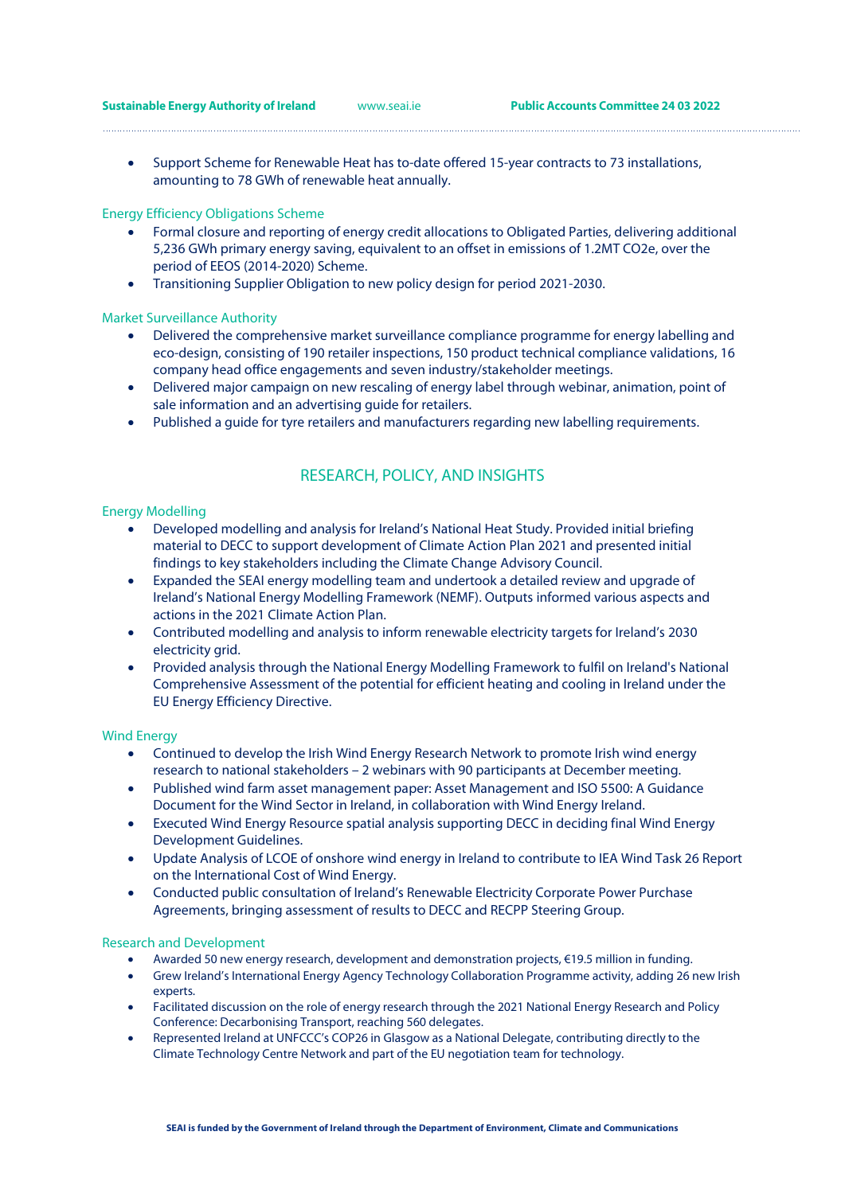- Support Scheme for Renewable Heat has to-date offered 15-year contracts to 73 installations, amounting to 78 GWh of renewable heat annually.

### Energy Efficiency Obligations Scheme

- Formal closure and reporting of energy credit allocations to Obligated Parties, delivering additional 5,236 GWh primary energy saving, equivalent to an offset in emissions of 1.2MT $CO_2e$, over the period of EEOS (2014-2020) Scheme.
- Transitioning Supplier Obligation to new policy design for period 2021-2030.

### Market Surveillance Authority

- Delivered the comprehensive market surveillance compliance programme for energy labelling and eco-design, consisting of 190 retailer inspections, 150 product technical compliance validations, 16 company head office engagements and seven industry/stakeholder meetings.
- Delivered major campaign on new rescaling of energy label through webinar, animation, point of sale information and an advertising guide for retailers.
- Published a guide for tyre retailers and manufacturers regarding new labelling requirements.

## RESEARCH, POLICY, AND INSIGHTS

### Energy Modelling

- Developed modelling and analysis for Ireland's National Heat Study. Provided initial briefing material to DECC to support development of Climate Action Plan 2021 and presented initial findings to key stakeholders including the Climate Change Advisory Council.
- Expanded the SEAI energy modelling team and undertook a detailed review and upgrade of Ireland's National Energy Modelling Framework (NEMF). Outputs informed various aspects and actions in the 2021 Climate Action Plan.
- Contributed modelling and analysis to inform renewable electricity targets for Ireland's 2030 electricity grid.
- Provided analysis through the National Energy Modelling Framework to fulfil on Ireland's National Comprehensive Assessment of the potential for efficient heating and cooling in Ireland under the EU Energy Efficiency Directive.

### Wind Energy

- Continued to develop the Irish Wind Energy Research Network to promote Irish wind energy research to national stakeholders – 2 webinars with 90 participants at December meeting.
- Published wind farm asset management paper: Asset Management and ISO 5500: A Guidance Document for the Wind Sector in Ireland, in collaboration with Wind Energy Ireland.
- Executed Wind Energy Resource spatial analysis supporting DECC in deciding final Wind Energy Development Guidelines.
- Update Analysis of LCOE of onshore wind energy in Ireland to contribute to IEA Wind Task 26 Report on the International Cost of Wind Energy.
- Conducted public consultation of Ireland's Renewable Electricity Corporate Power Purchase Agreements, bringing assessment of results to DECC and RECPP Steering Group.

### Research and Development

- Awarded 50 new energy research, development and demonstration projects, €19.5 million in funding.
- Grew Ireland's International Energy Agency Technology Collaboration Programme activity, adding 26 new Irish experts.
- Facilitated discussion on the role of energy research through the 2021 National Energy Research and Policy Conference: Decarbonising Transport, reaching 560 delegates.
- Represented Ireland at UNFCCC's COP26 in Glasgow as a National Delegate, contributing directly to the Climate Technology Centre Network and part of the EU negotiation team for technology.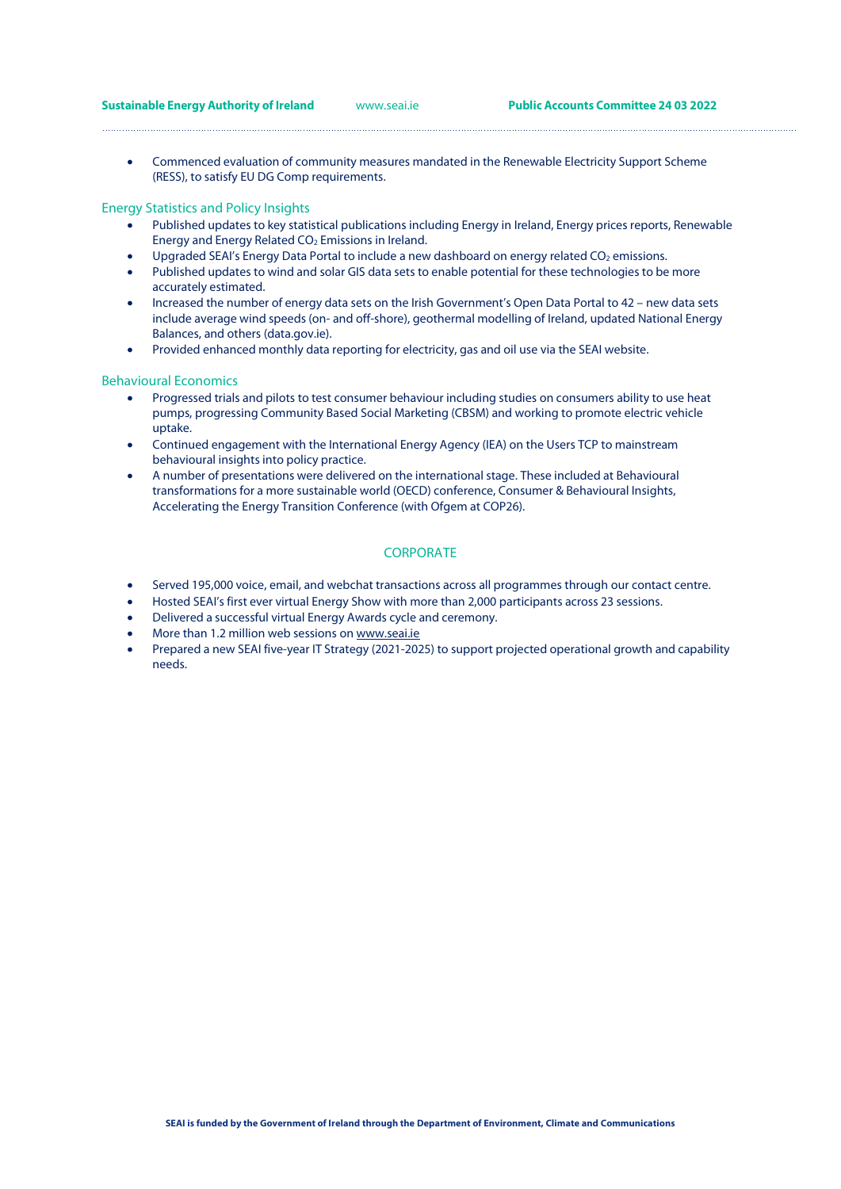- Commenced evaluation of community measures mandated in the Renewable Electricity Support Scheme (RESS), to satisfy EU DG Comp requirements.

### Energy Statistics and Policy Insights

- Published updates to key statistical publications including Energy in Ireland, Energy prices reports, Renewable Energy and Energy Related $CO_2$ Emissions in Ireland.
- Upgraded SEAI's Energy Data Portal to include a new dashboard on energy related $CO_2$ emissions.
- Published updates to wind and solar GIS data sets to enable potential for these technologies to be more accurately estimated.
- Increased the number of energy data sets on the Irish Government's Open Data Portal to 42 – new data sets include average wind speeds (on- and off-shore), geothermal modelling of Ireland, updated National Energy Balances, and others (data.gov.ie).
- Provided enhanced monthly data reporting for electricity, gas and oil use via the SEAI website.

### Behavioural Economics

- Progressed trials and pilots to test consumer behaviour including studies on consumers ability to use heat pumps, progressing Community Based Social Marketing (CBSM) and working to promote electric vehicle uptake.
- Continued engagement with the International Energy Agency (IEA) on the Users TCP to mainstream behavioural insights into policy practice.
- A number of presentations were delivered on the international stage. These included at Behavioural transformations for a more sustainable world (OECD) conference, Consumer & Behavioural Insights, Accelerating the Energy Transition Conference (with Ofgem at COP26).

## CORPORATE

- Served 195,000 voice, email, and webchat transactions across all programmes through our contact centre.
- Hosted SEAI's first ever virtual Energy Show with more than 2,000 participants across 23 sessions.
- Delivered a successful virtual Energy Awards cycle and ceremony.
- More than 1.2 million web sessions on www.seai.ie
- Prepared a new SEAI five-year IT Strategy (2021-2025) to support projected operational growth and capability needs.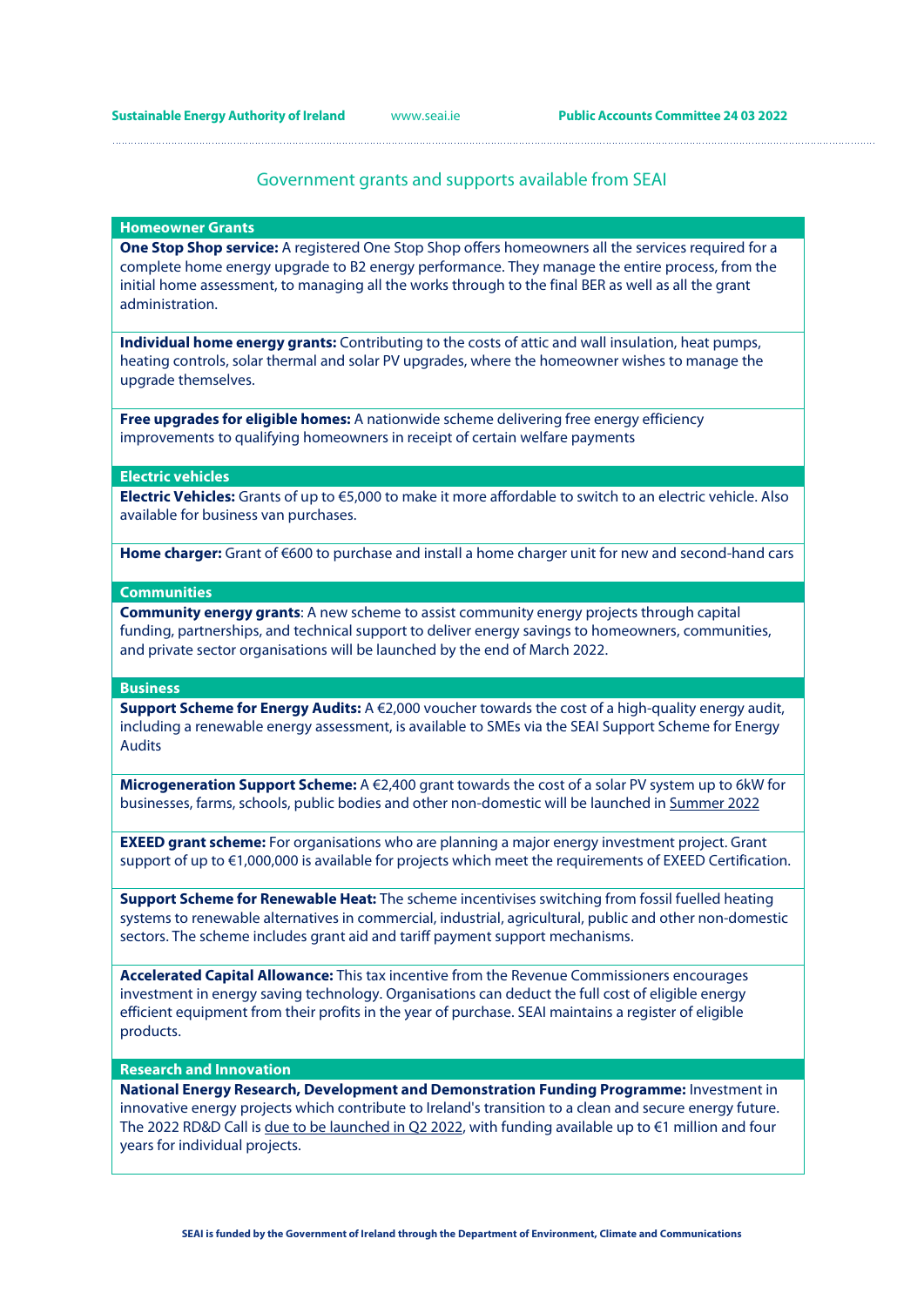## Government grants and supports available from SEAI

### Homeowner Grants

**One Stop Shop service:** A registered One Stop Shop offers homeowners all the services required for a complete home energy upgrade to B2 energy performance. They manage the entire process, from the initial home assessment, to managing all the works through to the final BER as well as all the grant administration.

**Individual home energy grants:** Contributing to the costs of attic and wall insulation, heat pumps, heating controls, solar thermal and solar PV upgrades, where the homeowner wishes to manage the upgrade themselves.

**Free upgrades for eligible homes:** A nationwide scheme delivering free energy efficiency improvements to qualifying homeowners in receipt of certain welfare payments

### Electric vehicles

**Electric Vehicles:** Grants of up to €5,000 to make it more affordable to switch to an electric vehicle. Also available for business van purchases.

**Home charger:** Grant of €600 to purchase and install a home charger unit for new and second-hand cars

### Communities

**Community energy grants**: A new scheme to assist community energy projects through capital funding, partnerships, and technical support to deliver energy savings to homeowners, communities, and private sector organisations will be launched by the end of March 2022.

### Business

**Support Scheme for Energy Audits:** A €2,000 voucher towards the cost of a high-quality energy audit, including a renewable energy assessment, is available to SMEs via the SEAI Support Scheme for Energy Audits

**Microgeneration Support Scheme:** A €2,400 grant towards the cost of a solar PV system up to 6kW for businesses, farms, schools, public bodies and other non-domestic will be launched in Summer 2022

**EXEED grant scheme:** For organisations who are planning a major energy investment project. Grant support of up to €1,000,000 is available for projects which meet the requirements of EXEED Certification.

**Support Scheme for Renewable Heat:** The scheme incentivises switching from fossil fuelled heating systems to renewable alternatives in commercial, industrial, agricultural, public and other non-domestic sectors. The scheme includes grant aid and tariff payment support mechanisms.

**Accelerated Capital Allowance:** This tax incentive from the Revenue Commissioners encourages investment in energy saving technology. Organisations can deduct the full cost of eligible energy efficient equipment from their profits in the year of purchase. SEAI maintains a register of eligible products.

### Research and Innovation

**National Energy Research, Development and Demonstration Funding Programme:** Investment in innovative energy projects which contribute to Ireland's transition to a clean and secure energy future. The 2022 RD&D Call is due to be launched in Q2 2022, with funding available up to €1 million and four years for individual projects.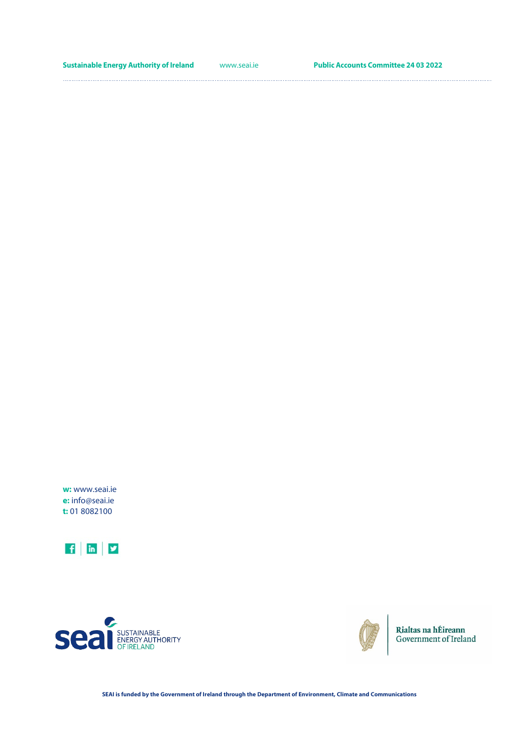**w:** www.seai.ie
**e:** info@seai.ie
**t:** 01 8082100

SUSTAINABLE ENERGY AUTHORITY OF IRELAND

Rialtas na hÉireann
Government of Ireland

**SEAI is funded by the Government of Ireland through the Department of Environment, Climate and Communications**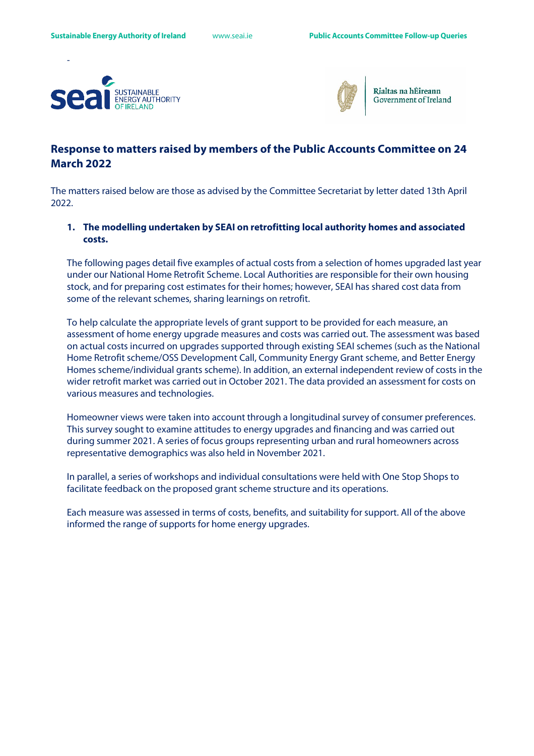## Response to matters raised by members of the Public Accounts Committee on 24 March 2022

The matters raised below are those as advised by the Committee Secretariat by letter dated 13th April 2022.

1. **The modelling undertaken by SEAI on retrofitting local authority homes and associated costs.**

   The following pages detail five examples of actual costs from a selection of homes upgraded last year under our National Home Retrofit Scheme. Local Authorities are responsible for their own housing stock, and for preparing cost estimates for their homes; however, SEAI has shared cost data from some of the relevant schemes, sharing learnings on retrofit.

   To help calculate the appropriate levels of grant support to be provided for each measure, an assessment of home energy upgrade measures and costs was carried out. The assessment was based on actual costs incurred on upgrades supported through existing SEAI schemes (such as the National Home Retrofit scheme/OSS Development Call, Community Energy Grant scheme, and Better Energy Homes scheme/individual grants scheme). In addition, an external independent review of costs in the wider retrofit market was carried out in October 2021. The data provided an assessment for costs on various measures and technologies.

   Homeowner views were taken into account through a longitudinal survey of consumer preferences. This survey sought to examine attitudes to energy upgrades and financing and was carried out during summer 2021. A series of focus groups representing urban and rural homeowners across representative demographics was also held in November 2021.

   In parallel, a series of workshops and individual consultations were held with One Stop Shops to facilitate feedback on the proposed grant scheme structure and its operations.

   Each measure was assessed in terms of costs, benefits, and suitability for support. All of the above informed the range of supports for home energy upgrades.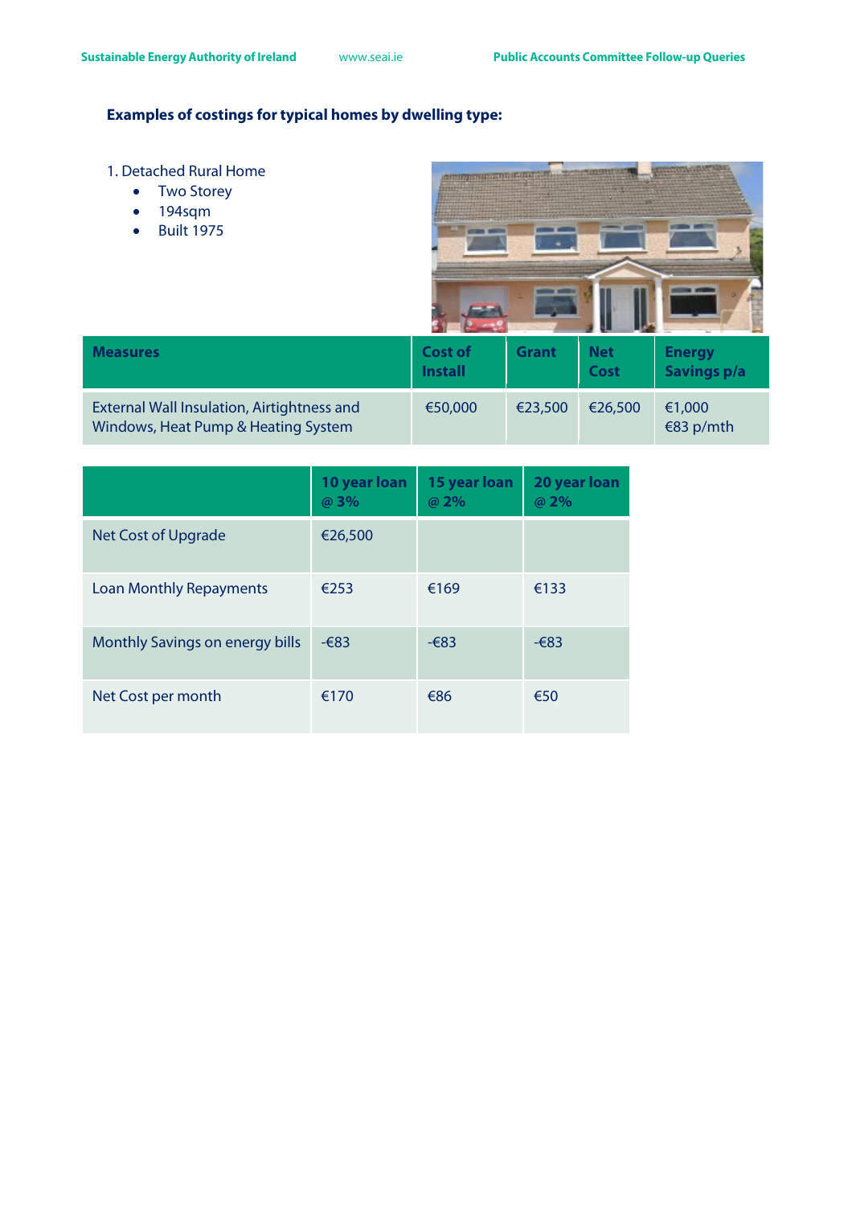**Examples of costings for typical homes by dwelling type:**

1. Detached Rural Home
   - Two Storey
   - 194sqm
   - Built 1975

| Measures | Cost of Install | Grant | Net Cost | Energy Savings p/a |
|---|---|---|---|---|
| External Wall Insulation, Airtightness and Windows, Heat Pump & Heating System | €50,000 | €23,500 | €26,500 | €1,000 €83 p/mth |

| | 10 year loan @ 3% | 15 year loan @ 2% | 20 year loan @ 2% |
|---|---|---|---|
| Net Cost of Upgrade | €26,500 | | |
| Loan Monthly Repayments | €253 | €169 | €133 |
| Monthly Savings on energy bills | -€83 | -€83 | -€83 |
| Net Cost per month | €170 | €86 | €50 |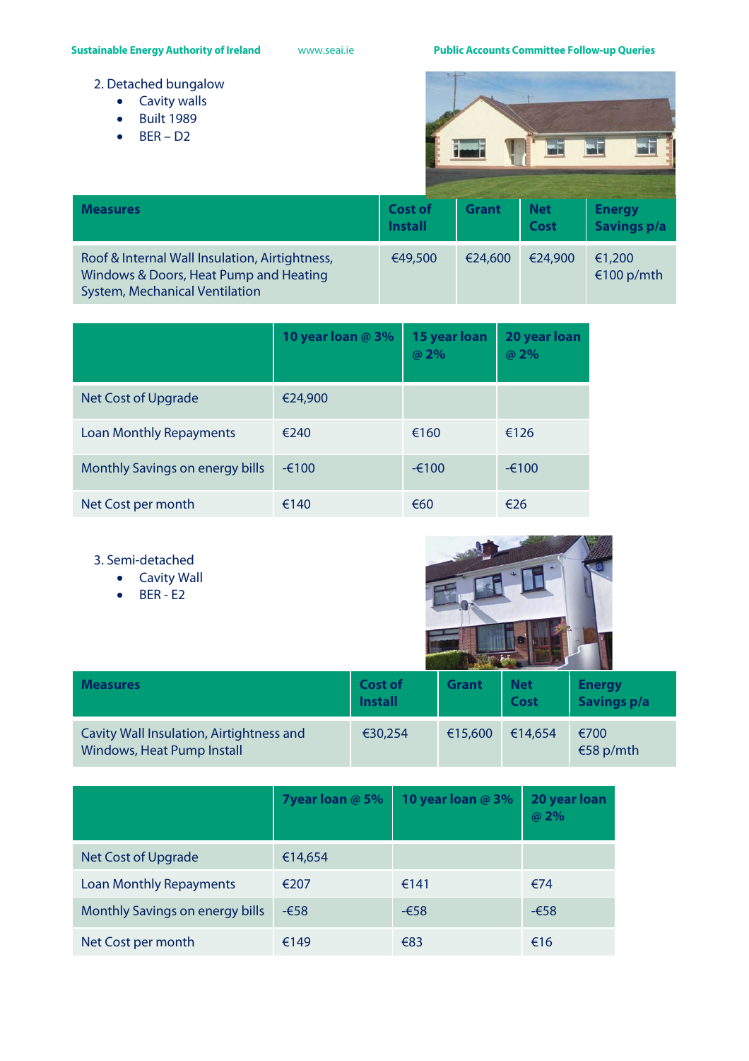2. Detached bungalow
    - Cavity walls
    - Built 1989
    - BER – D2

| Measures | Cost of Install | Grant | Net Cost | Energy Savings p/a |
|---|---|---|---|---|
| Roof & Internal Wall Insulation, Airtightness, Windows & Doors, Heat Pump and Heating System, Mechanical Ventilation | €49,500 | €24,600 | €24,900 | €1,200 €100 p/mth |

| | 10 year loan @ 3% | 15 year loan @ 2% | 20 year loan @ 2% |
|---|---|---|---|
| Net Cost of Upgrade | €24,900 | | |
| Loan Monthly Repayments | €240 | €160 | €126 |
| Monthly Savings on energy bills | -€100 | -€100 | -€100 |
| Net Cost per month | €140 | €60 | €26 |

3. Semi-detached
    - Cavity Wall
    - BER - E2

| Measures | Cost of Install | Grant | Net Cost | Energy Savings p/a |
|---|---|---|---|---|
| Cavity Wall Insulation, Airtightness and Windows, Heat Pump Install | €30,254 | €15,600 | €14,654 | €700 €58 p/mth |

| | 7year loan @ 5% | 10 year loan @ 3% | 20 year loan @ 2% |
|---|---|---|---|
| Net Cost of Upgrade | €14,654 | | |
| Loan Monthly Repayments | €207 | €141 | €74 |
| Monthly Savings on energy bills | -€58 | -€58 | -€58 |
| Net Cost per month | €149 | €83 | €16 |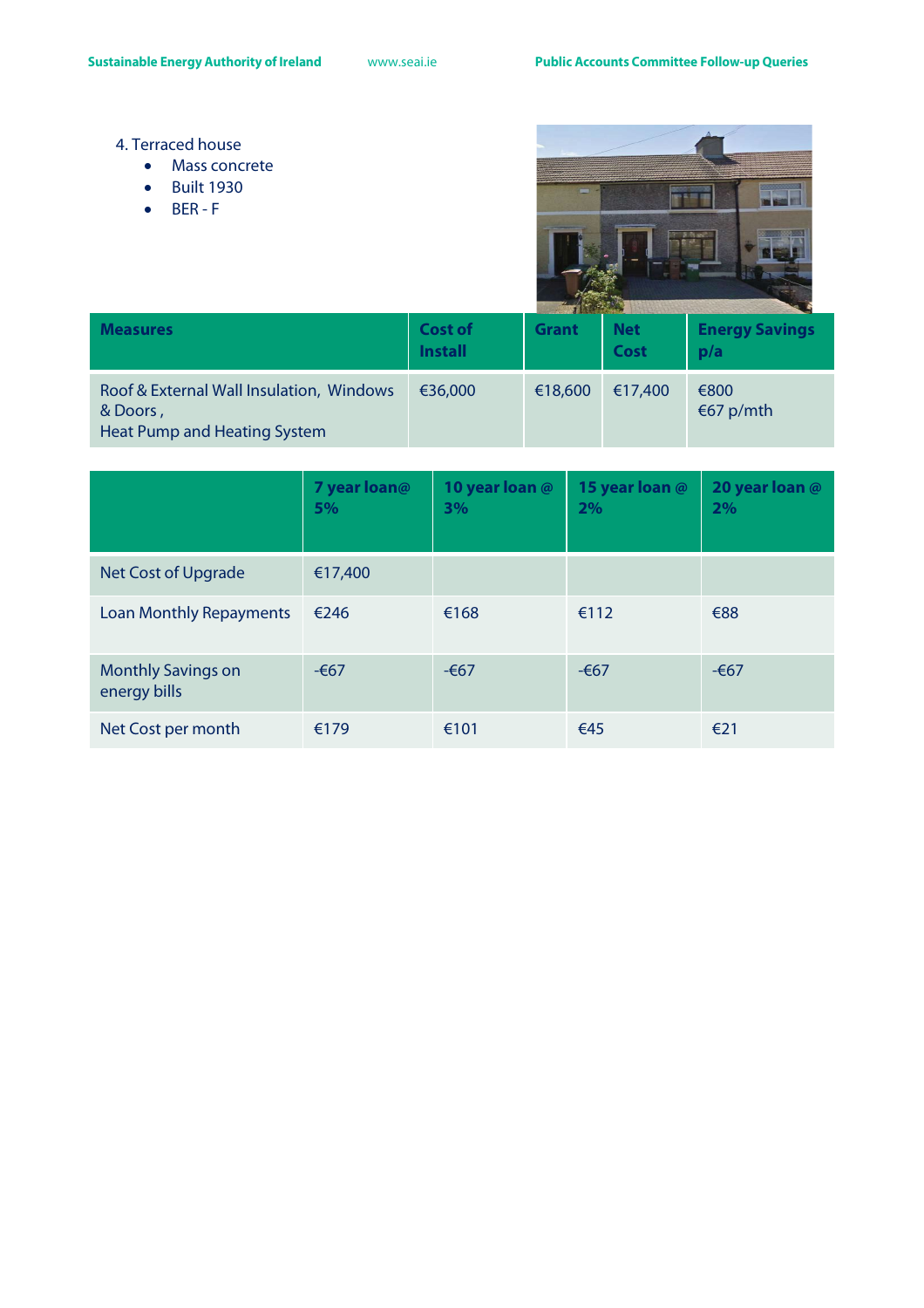4. Terraced house
   - Mass concrete
   - Built 1930
   - BER - F

| Measures | Cost of Install | Grant | Net Cost | Energy Savings p/a |
|---|---|---|---|---|
| Roof & External Wall Insulation, Windows & Doors , Heat Pump and Heating System | €36,000 | €18,600 | €17,400 | €800 €67 p/mth |

| | 7 year loan@ 5% | 10 year loan @ 3% | 15 year loan @ 2% | 20 year loan @ 2% |
|---|---|---|---|---|
| Net Cost of Upgrade | €17,400 | | | |
| Loan Monthly Repayments | €246 | €168 | €112 | €88 |
| Monthly Savings on energy bills | -€67 | -€67 | -€67 | -€67 |
| Net Cost per month | €179 | €101 | €45 | €21 |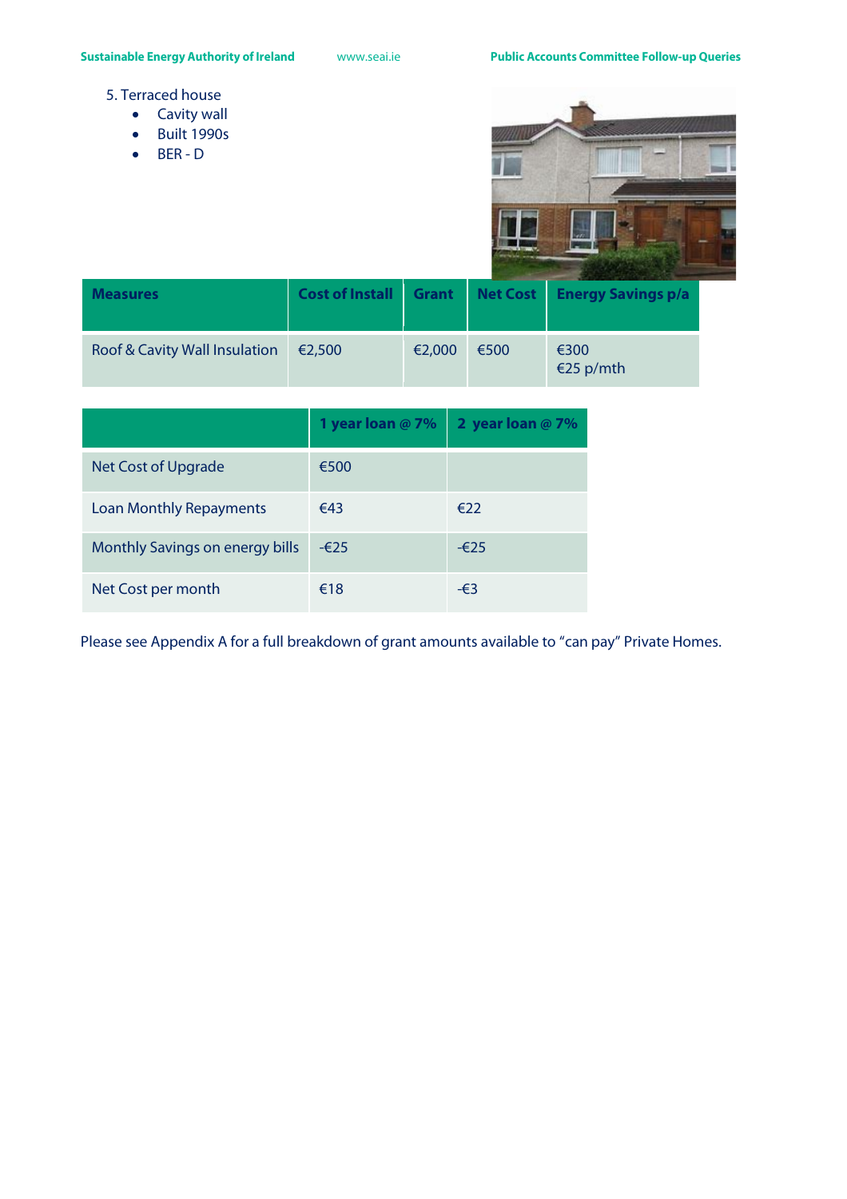5. Terraced house
   - Cavity wall
   - Built 1990s
   - BER - D

| Measures | Cost of Install | Grant | Net Cost | Energy Savings p/a |
|---|---|---|---|---|
| Roof & Cavity Wall Insulation | €2,500 | €2,000 | €500 | €300<br>€25 p/mth |

| | 1 year loan @ 7% | 2 year loan @ 7% |
|---|---|---|
| Net Cost of Upgrade | €500 | |
| Loan Monthly Repayments | €43 | €22 |
| Monthly Savings on energy bills | -€25 | -€25 |
| Net Cost per month | €18 | -€3 |

Please see Appendix A for a full breakdown of grant amounts available to "can pay" Private Homes.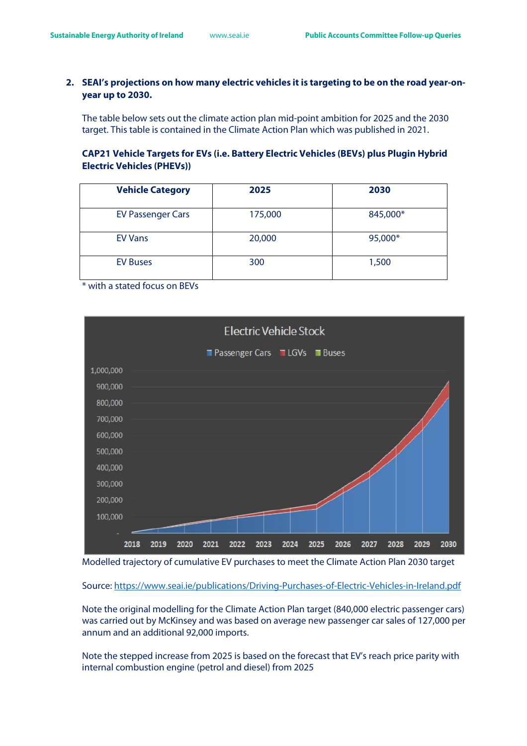## 2. SEAI's projections on how many electric vehicles it is targeting to be on the road year-on-year up to 2030.

The table below sets out the climate action plan mid-point ambition for 2025 and the 2030 target. This table is contained in the Climate Action Plan which was published in 2021.

**CAP21 Vehicle Targets for EVs (i.e. Battery Electric Vehicles (BEVs) plus Plugin Hybrid Electric Vehicles (PHEVs))**

| Vehicle Category | 2025 | 2030 |
| --- | --- | --- |
| EV Passenger Cars | 175,000 | 845,000* |
| EV Vans | 20,000 | 95,000* |
| EV Buses | 300 | 1,500 |

\* with a stated focus on BEVs

Modelled trajectory of cumulative EV purchases to meet the Climate Action Plan 2030 target

Source: https://www.seai.ie/publications/Driving-Purchases-of-Electric-Vehicles-in-Ireland.pdf

Note the original modelling for the Climate Action Plan target (840,000 electric passenger cars) was carried out by McKinsey and was based on average new passenger car sales of 127,000 per annum and an additional 92,000 imports.

Note the stepped increase from 2025 is based on the forecast that EV's reach price parity with internal combustion engine (petrol and diesel) from 2025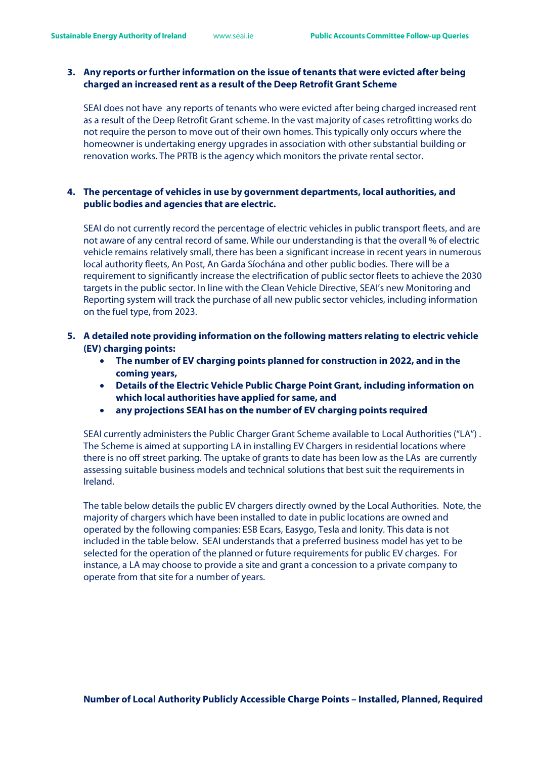3. **Any reports or further information on the issue of tenants that were evicted after being charged an increased rent as a result of the Deep Retrofit Grant Scheme**

   SEAI does not have any reports of tenants who were evicted after being charged increased rent as a result of the Deep Retrofit Grant scheme. In the vast majority of cases retrofitting works do not require the person to move out of their own homes. This typically only occurs where the homeowner is undertaking energy upgrades in association with other substantial building or renovation works. The PRTB is the agency which monitors the private rental sector.

4. **The percentage of vehicles in use by government departments, local authorities, and public bodies and agencies that are electric.**

   SEAI do not currently record the percentage of electric vehicles in public transport fleets, and are not aware of any central record of same. While our understanding is that the overall % of electric vehicle remains relatively small, there has been a significant increase in recent years in numerous local authority fleets, An Post, An Garda Síochána and other public bodies. There will be a requirement to significantly increase the electrification of public sector fleets to achieve the 2030 targets in the public sector. In line with the Clean Vehicle Directive, SEAI's new Monitoring and Reporting system will track the purchase of all new public sector vehicles, including information on the fuel type, from 2023.

5. **A detailed note providing information on the following matters relating to electric vehicle (EV) charging points:**
   - **The number of EV charging points planned for construction in 2022, and in the coming years,**
   - **Details of the Electric Vehicle Public Charge Point Grant, including information on which local authorities have applied for same, and**
   - **any projections SEAI has on the number of EV charging points required**

   SEAI currently administers the Public Charger Grant Scheme available to Local Authorities ("LA") . The Scheme is aimed at supporting LA in installing EV Chargers in residential locations where there is no off street parking. The uptake of grants to date has been low as the LAs are currently assessing suitable business models and technical solutions that best suit the requirements in Ireland.

   The table below details the public EV chargers directly owned by the Local Authorities. Note, the majority of chargers which have been installed to date in public locations are owned and operated by the following companies: ESB Ecars, Easygo, Tesla and Ionity. This data is not included in the table below. SEAI understands that a preferred business model has yet to be selected for the operation of the planned or future requirements for public EV charges. For instance, a LA may choose to provide a site and grant a concession to a private company to operate from that site for a number of years.

**Number of Local Authority Publicly Accessible Charge Points – Installed, Planned, Required**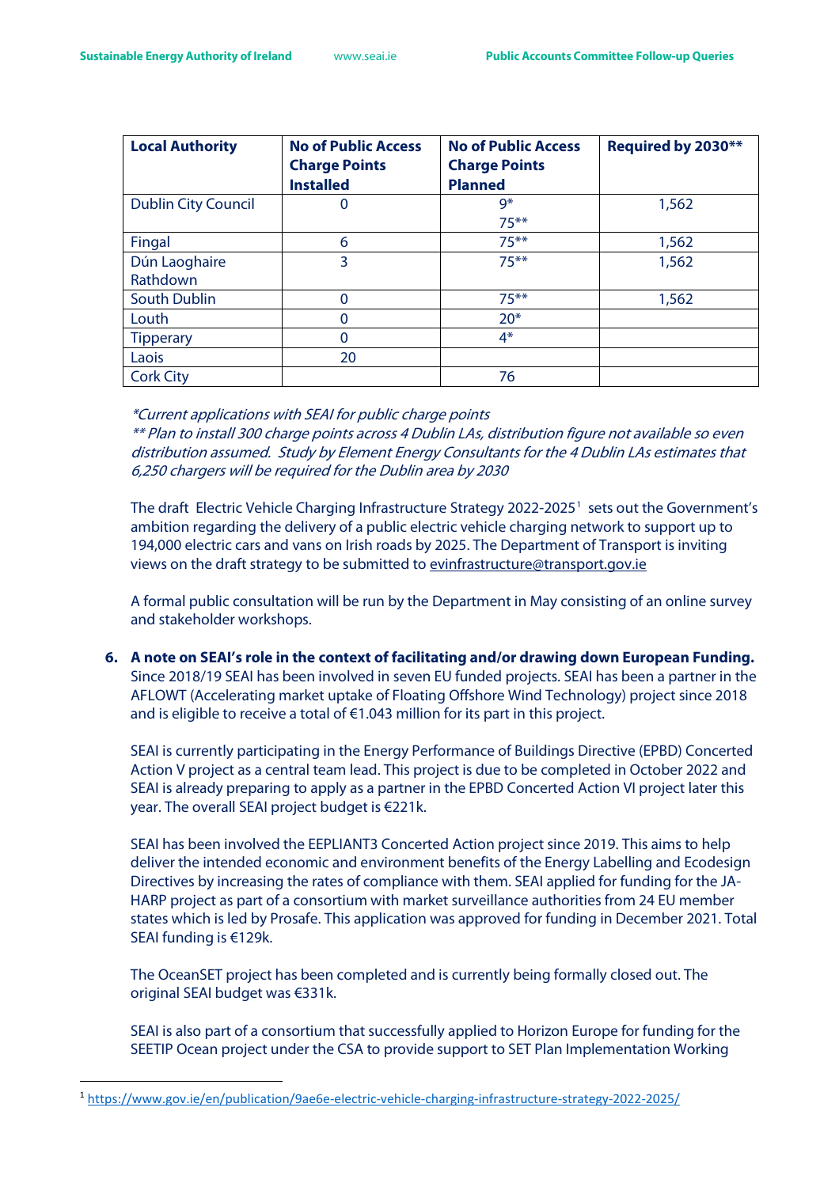| Local Authority | No of Public Access Charge Points Installed | No of Public Access Charge Points Planned | Required by 2030** |
| --- | --- | --- | --- |
| Dublin City Council | 0 | 9*<br>75** | 1,562 |
| Fingal | 6 | 75** | 1,562 |
| Dún Laoghaire Rathdown | 3 | 75** | 1,562 |
| South Dublin | 0 | 75** | 1,562 |
| Louth | 0 | 20* | |
| Tipperary | 0 | 4* | |
| Laois | 20 | | |
| Cork City | | 76 | |

*\*Current applications with SEAI for public charge points*
*\*\* Plan to install 300 charge points across 4 Dublin LAs, distribution figure not available so even distribution assumed. Study by Element Energy Consultants for the 4 Dublin LAs estimates that 6,250 chargers will be required for the Dublin area by 2030*

The draft Electric Vehicle Charging Infrastructure Strategy 2022-2025[1] sets out the Government's ambition regarding the delivery of a public electric vehicle charging network to support up to 194,000 electric cars and vans on Irish roads by 2025. The Department of Transport is inviting views on the draft strategy to be submitted to evinfrastructure@transport.gov.ie

A formal public consultation will be run by the Department in May consisting of an online survey and stakeholder workshops.

6. **A note on SEAI's role in the context of facilitating and/or drawing down European Funding.**
Since 2018/19 SEAI has been involved in seven EU funded projects. SEAI has been a partner in the AFLOWT (Accelerating market uptake of Floating Offshore Wind Technology) project since 2018 and is eligible to receive a total of €1.043 million for its part in this project.

SEAI is currently participating in the Energy Performance of Buildings Directive (EPBD) Concerted Action V project as a central team lead. This project is due to be completed in October 2022 and SEAI is already preparing to apply as a partner in the EPBD Concerted Action VI project later this year. The overall SEAI project budget is €221k.

SEAI has been involved the EEPLIANT3 Concerted Action project since 2019. This aims to help deliver the intended economic and environment benefits of the Energy Labelling and Ecodesign Directives by increasing the rates of compliance with them. SEAI applied for funding for the JA-HARP project as part of a consortium with market surveillance authorities from 24 EU member states which is led by Prosafe. This application was approved for funding in December 2021. Total SEAI funding is €129k.

The OceanSET project has been completed and is currently being formally closed out. The original SEAI budget was €331k.

SEAI is also part of a consortium that successfully applied to Horizon Europe for funding for the SEETIP Ocean project under the CSA to provide support to SET Plan Implementation Working

[1] https://www.gov.ie/en/publication/9ae6e-electric-vehicle-charging-infrastructure-strategy-2022-2025/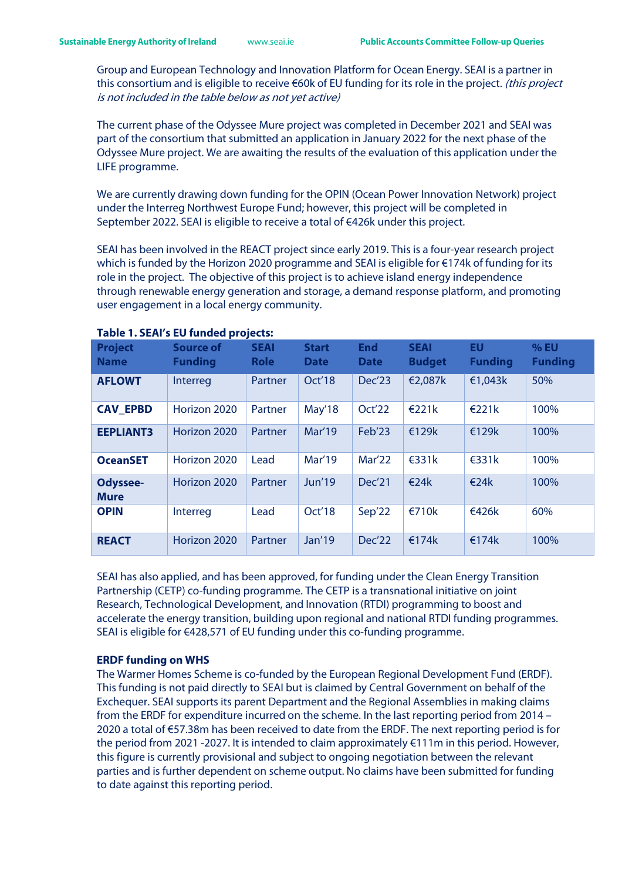Group and European Technology and Innovation Platform for Ocean Energy. SEAI is a partner in this consortium and is eligible to receive €60k of EU funding for its role in the project. *(this project is not included in the table below as not yet active)*

The current phase of the Odyssee Mure project was completed in December 2021 and SEAI was part of the consortium that submitted an application in January 2022 for the next phase of the Odyssee Mure project. We are awaiting the results of the evaluation of this application under the LIFE programme.

We are currently drawing down funding for the OPIN (Ocean Power Innovation Network) project under the Interreg Northwest Europe Fund; however, this project will be completed in September 2022. SEAI is eligible to receive a total of €426k under this project.

SEAI has been involved in the REACT project since early 2019. This is a four-year research project which is funded by the Horizon 2020 programme and SEAI is eligible for €174k of funding for its role in the project. The objective of this project is to achieve island energy independence through renewable energy generation and storage, a demand response platform, and promoting user engagement in a local energy community.

**Table 1. SEAI's EU funded projects:**

| Project Name | Source of Funding | SEAI Role | Start Date | End Date | SEAI Budget | EU Funding | % EU Funding |
|---|---|---|---|---|---|---|---|
| **AFLOWT** | Interreg | Partner | Oct'18 | Dec'23 | €2,087k | €1,043k | 50% |
| **CAV_EPBD** | Horizon 2020 | Partner | May'18 | Oct'22 | €221k | €221k | 100% |
| **EEPLIANT3** | Horizon 2020 | Partner | Mar'19 | Feb'23 | €129k | €129k | 100% |
| **OceanSET** | Horizon 2020 | Lead | Mar'19 | Mar'22 | €331k | €331k | 100% |
| **Odyssee-Mure** | Horizon 2020 | Partner | Jun'19 | Dec'21 | €24k | €24k | 100% |
| **OPIN** | Interreg | Lead | Oct'18 | Sep'22 | €710k | €426k | 60% |
| **REACT** | Horizon 2020 | Partner | Jan'19 | Dec'22 | €174k | €174k | 100% |

SEAI has also applied, and has been approved, for funding under the Clean Energy Transition Partnership (CETP) co-funding programme. The CETP is a transnational initiative on joint Research, Technological Development, and Innovation (RTDI) programming to boost and accelerate the energy transition, building upon regional and national RTDI funding programmes. SEAI is eligible for €428,571 of EU funding under this co-funding programme.

**ERDF funding on WHS**

The Warmer Homes Scheme is co-funded by the European Regional Development Fund (ERDF). This funding is not paid directly to SEAI but is claimed by Central Government on behalf of the Exchequer. SEAI supports its parent Department and the Regional Assemblies in making claims from the ERDF for expenditure incurred on the scheme. In the last reporting period from 2014 – 2020 a total of €57.38m has been received to date from the ERDF. The next reporting period is for the period from 2021 -2027. It is intended to claim approximately €111m in this period. However, this figure is currently provisional and subject to ongoing negotiation between the relevant parties and is further dependent on scheme output. No claims have been submitted for funding to date against this reporting period.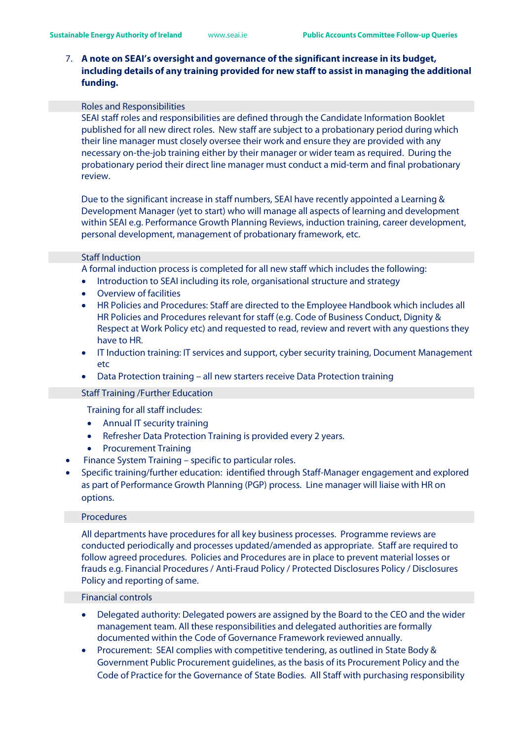7. **A note on SEAI's oversight and governance of the significant increase in its budget, including details of any training provided for new staff to assist in managing the additional funding.**

### Roles and Responsibilities

SEAI staff roles and responsibilities are defined through the Candidate Information Booklet published for all new direct roles. New staff are subject to a probationary period during which their line manager must closely oversee their work and ensure they are provided with any necessary on-the-job training either by their manager or wider team as required. During the probationary period their direct line manager must conduct a mid-term and final probationary review.

Due to the significant increase in staff numbers, SEAI have recently appointed a Learning & Development Manager (yet to start) who will manage all aspects of learning and development within SEAI e.g. Performance Growth Planning Reviews, induction training, career development, personal development, management of probationary framework, etc.

### Staff Induction

A formal induction process is completed for all new staff which includes the following:

- Introduction to SEAI including its role, organisational structure and strategy
- Overview of facilities
- HR Policies and Procedures: Staff are directed to the Employee Handbook which includes all HR Policies and Procedures relevant for staff (e.g. Code of Business Conduct, Dignity & Respect at Work Policy etc) and requested to read, review and revert with any questions they have to HR.
- IT Induction training: IT services and support, cyber security training, Document Management etc
- Data Protection training – all new starters receive Data Protection training

### Staff Training /Further Education

Training for all staff includes:

- Annual IT security training
- Refresher Data Protection Training is provided every 2 years.
- Procurement Training
- Finance System Training – specific to particular roles.
- Specific training/further education: identified through Staff-Manager engagement and explored as part of Performance Growth Planning (PGP) process. Line manager will liaise with HR on options.

### Procedures

All departments have procedures for all key business processes. Programme reviews are conducted periodically and processes updated/amended as appropriate. Staff are required to follow agreed procedures. Policies and Procedures are in place to prevent material losses or frauds e.g. Financial Procedures / Anti-Fraud Policy / Protected Disclosures Policy / Disclosures Policy and reporting of same.

### Financial controls

- Delegated authority: Delegated powers are assigned by the Board to the CEO and the wider management team. All these responsibilities and delegated authorities are formally documented within the Code of Governance Framework reviewed annually.
- Procurement: SEAI complies with competitive tendering, as outlined in State Body & Government Public Procurement guidelines, as the basis of its Procurement Policy and the Code of Practice for the Governance of State Bodies. All Staff with purchasing responsibility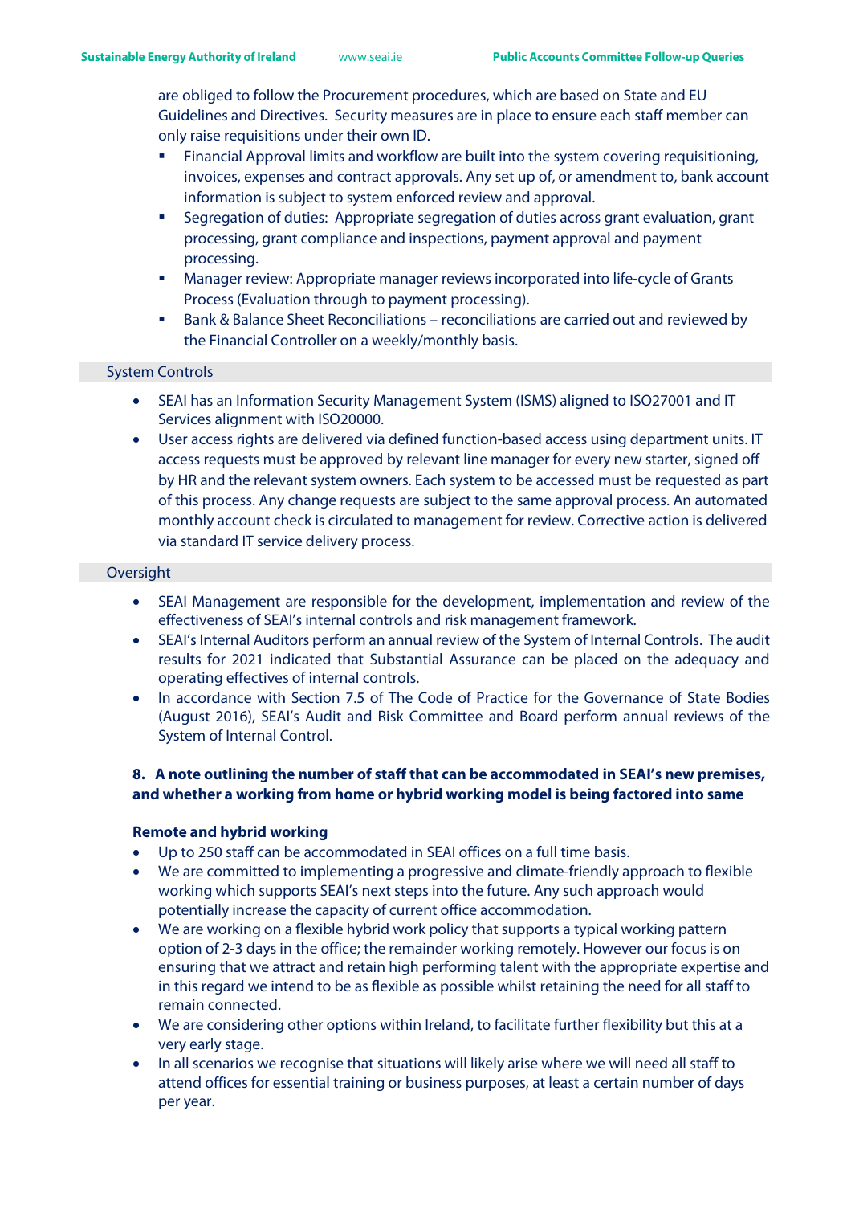are obliged to follow the Procurement procedures, which are based on State and EU Guidelines and Directives. Security measures are in place to ensure each staff member can only raise requisitions under their own ID.

- Financial Approval limits and workflow are built into the system covering requisitioning, invoices, expenses and contract approvals. Any set up of, or amendment to, bank account information is subject to system enforced review and approval.
- Segregation of duties: Appropriate segregation of duties across grant evaluation, grant processing, grant compliance and inspections, payment approval and payment processing.
- Manager review: Appropriate manager reviews incorporated into life-cycle of Grants Process (Evaluation through to payment processing).
- Bank & Balance Sheet Reconciliations – reconciliations are carried out and reviewed by the Financial Controller on a weekly/monthly basis.

System Controls

- SEAI has an Information Security Management System (ISMS) aligned to ISO27001 and IT Services alignment with ISO20000.
- User access rights are delivered via defined function-based access using department units. IT access requests must be approved by relevant line manager for every new starter, signed off by HR and the relevant system owners. Each system to be accessed must be requested as part of this process. Any change requests are subject to the same approval process. An automated monthly account check is circulated to management for review. Corrective action is delivered via standard IT service delivery process.

Oversight

- SEAI Management are responsible for the development, implementation and review of the effectiveness of SEAI's internal controls and risk management framework.
- SEAI's Internal Auditors perform an annual review of the System of Internal Controls. The audit results for 2021 indicated that Substantial Assurance can be placed on the adequacy and operating effectives of internal controls.
- In accordance with Section 7.5 of The Code of Practice for the Governance of State Bodies (August 2016), SEAI's Audit and Risk Committee and Board perform annual reviews of the System of Internal Control.

**8. A note outlining the number of staff that can be accommodated in SEAI's new premises, and whether a working from home or hybrid working model is being factored into same**

**Remote and hybrid working**

- Up to 250 staff can be accommodated in SEAI offices on a full time basis.
- We are committed to implementing a progressive and climate-friendly approach to flexible working which supports SEAI's next steps into the future. Any such approach would potentially increase the capacity of current office accommodation.
- We are working on a flexible hybrid work policy that supports a typical working pattern option of 2-3 days in the office; the remainder working remotely. However our focus is on ensuring that we attract and retain high performing talent with the appropriate expertise and in this regard we intend to be as flexible as possible whilst retaining the need for all staff to remain connected.
- We are considering other options within Ireland, to facilitate further flexibility but this at a very early stage.
- In all scenarios we recognise that situations will likely arise where we will need all staff to attend offices for essential training or business purposes, at least a certain number of days per year.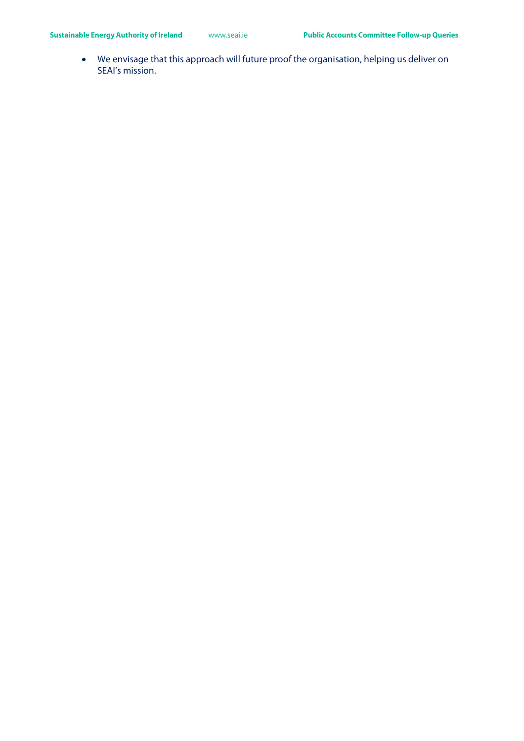- We envisage that this approach will future proof the organisation, helping us deliver on SEAI's mission.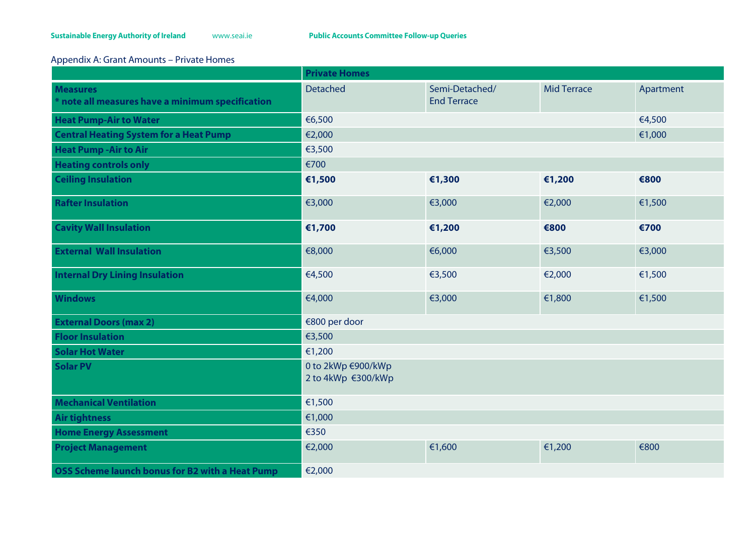Appendix A: Grant Amounts – Private Homes

| | Private Homes | | | |
|---|---|---|---|---|
| **Measures**<br>*** note all measures have a minimum specification** | Detached | Semi-Detached/ End Terrace | Mid Terrace | Apartment |
| **Heat Pump-Air to Water** | €6,500 | | | €4,500 |
| **Central Heating System for a Heat Pump** | €2,000 | | | €1,000 |
| **Heat Pump -Air to Air** | €3,500 | | | |
| **Heating controls only** | €700 | | | |
| **Ceiling Insulation** | **€1,500** | **€1,300** | **€1,200** | **€800** |
| **Rafter Insulation** | €3,000 | €3,000 | €2,000 | €1,500 |
| **Cavity Wall Insulation** | **€1,700** | **€1,200** | **€800** | **€700** |
| **External Wall Insulation** | €8,000 | €6,000 | €3,500 | €3,000 |
| **Internal Dry Lining Insulation** | €4,500 | €3,500 | €2,000 | €1,500 |
| **Windows** | €4,000 | €3,000 | €1,800 | €1,500 |
| **External Doors (max 2)** | €800 per door | | | |
| **Floor Insulation** | €3,500 | | | |
| **Solar Hot Water** | €1,200 | | | |
| **Solar PV** | 0 to 2kWp €900/kWp<br>2 to 4kWp €300/kWp | | | |
| **Mechanical Ventilation** | €1,500 | | | |
| **Air tightness** | €1,000 | | | |
| **Home Energy Assessment** | €350 | | | |
| **Project Management** | €2,000 | €1,600 | €1,200 | €800 |
| **OSS Scheme launch bonus for B2 with a Heat Pump** | €2,000 | | | |